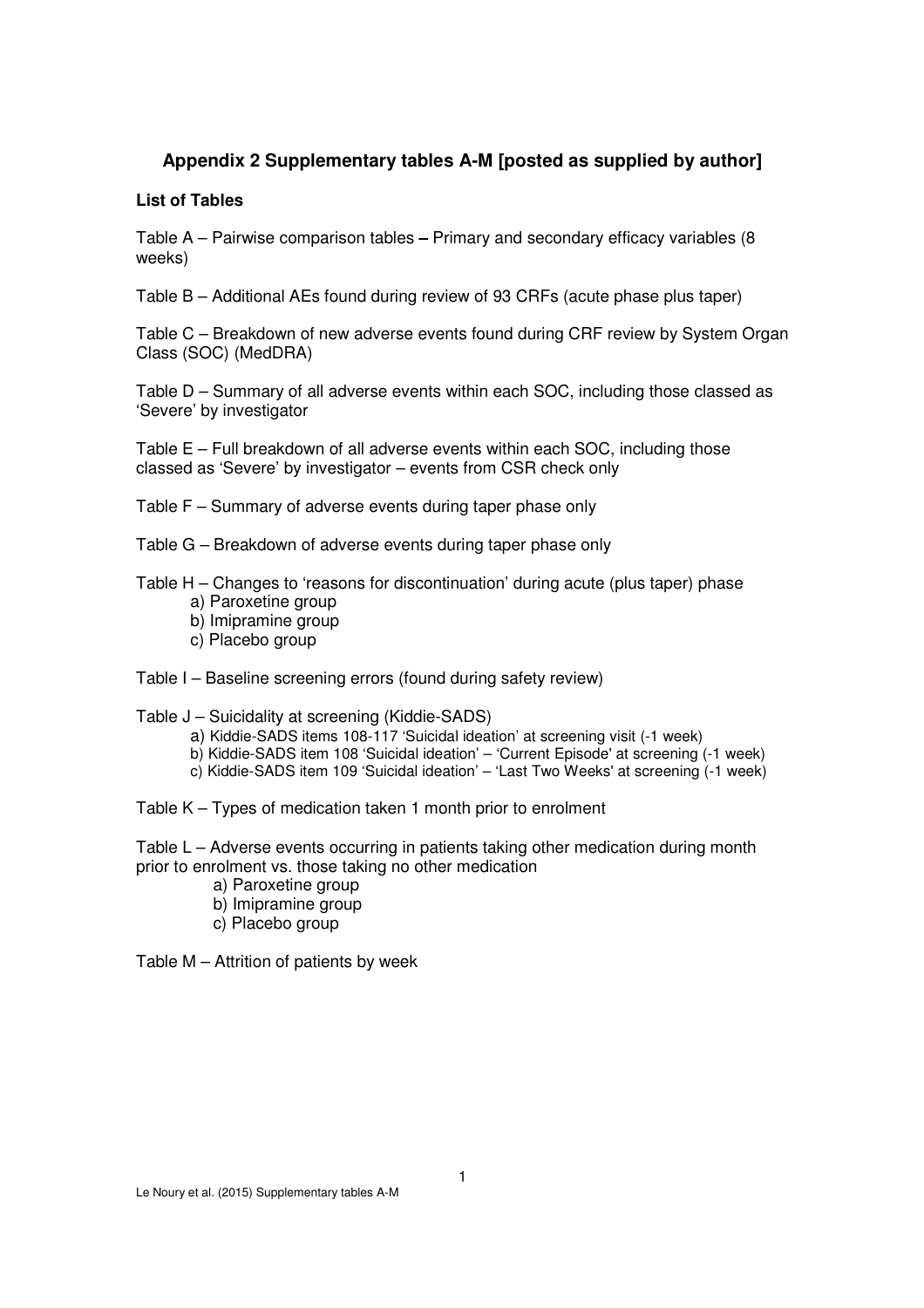## Appendix 2 Supplementary tables A-M [posted as supplied by author]

**List of Tables**

Table A – Pairwise comparison tables **–** Primary and secondary efficacy variables (8 weeks)

Table B – Additional AEs found during review of 93 CRFs (acute phase plus taper)

Table C – Breakdown of new adverse events found during CRF review by System Organ Class (SOC) (MedDRA)

Table D – Summary of all adverse events within each SOC, including those classed as 'Severe' by investigator

Table E – Full breakdown of all adverse events within each SOC, including those classed as 'Severe' by investigator – events from CSR check only

Table F – Summary of adverse events during taper phase only

Table G – Breakdown of adverse events during taper phase only

Table H – Changes to 'reasons for discontinuation' during acute (plus taper) phase

- a) Paroxetine group
- b) Imipramine group
- c) Placebo group

Table I – Baseline screening errors (found during safety review)

Table J – Suicidality at screening (Kiddie-SADS)

- a) Kiddie-SADS items 108-117 'Suicidal ideation' at screening visit (-1 week)
- b) Kiddie-SADS item 108 'Suicidal ideation' – 'Current Episode' at screening (-1 week)
- c) Kiddie-SADS item 109 'Suicidal ideation' – 'Last Two Weeks' at screening (-1 week)

Table K – Types of medication taken 1 month prior to enrolment

Table L – Adverse events occurring in patients taking other medication during month prior to enrolment vs. those taking no other medication

- a) Paroxetine group
- b) Imipramine group
- c) Placebo group

Table M – Attrition of patients by week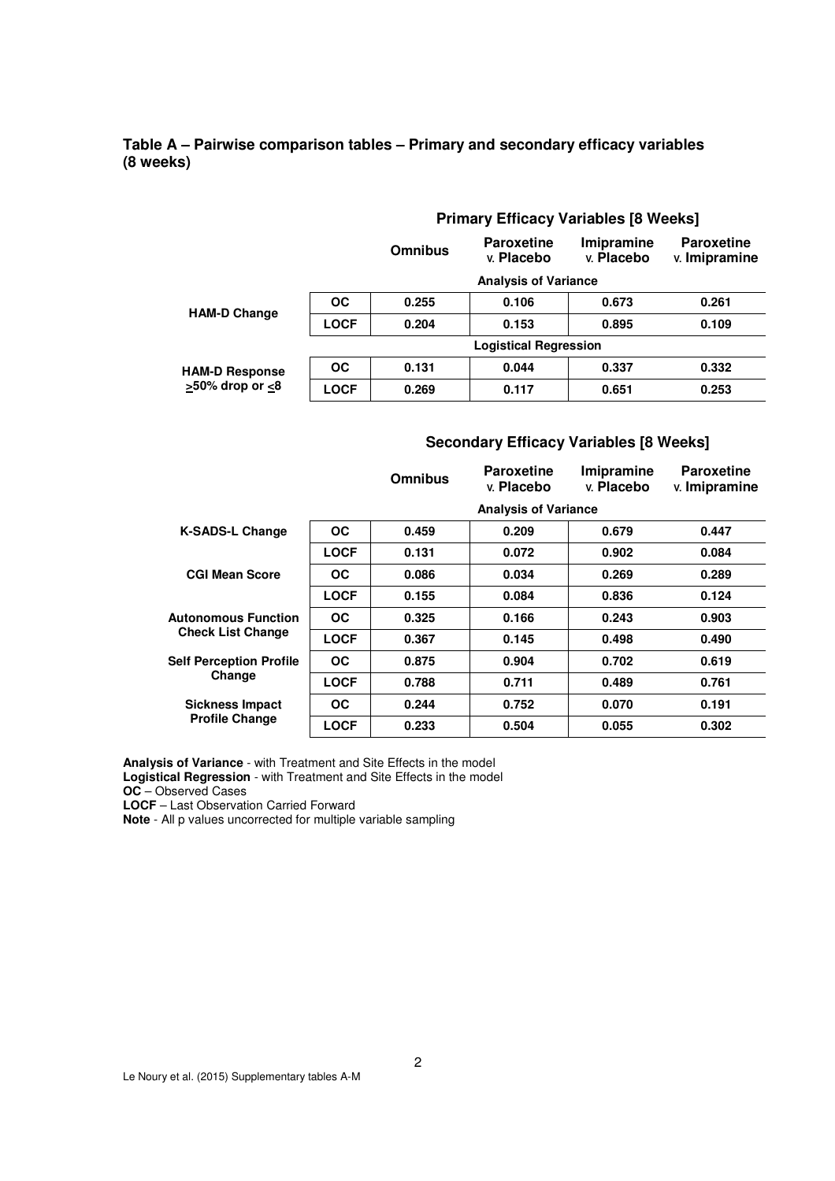**Table A – Pairwise comparison tables – Primary and secondary efficacy variables (8 weeks)**

**Primary Efficacy Variables [8 Weeks]**

| | | Omnibus | Paroxetine v. Placebo | Imipramine v. Placebo | Paroxetine v. Imipramine |
|---|---|---|---|---|---|
| | | **Analysis of Variance** | | | |
| **HAM-D Change** | **OC** | **0.255** | **0.106** | **0.673** | **0.261** |
| | **LOCF** | **0.204** | **0.153** | **0.895** | **0.109** |
| | | **Logistical Regression** | | | |
| **HAM-D Response ≥50% drop or ≤8** | **OC** | **0.131** | **0.044** | **0.337** | **0.332** |
| | **LOCF** | **0.269** | **0.117** | **0.651** | **0.253** |

**Secondary Efficacy Variables [8 Weeks]**

| | | Omnibus | Paroxetine v. Placebo | Imipramine v. Placebo | Paroxetine v. Imipramine |
|---|---|---|---|---|---|
| | | **Analysis of Variance** | | | |
| **K-SADS-L Change** | **OC** | **0.459** | **0.209** | **0.679** | **0.447** |
| | **LOCF** | **0.131** | **0.072** | **0.902** | **0.084** |
| **CGI Mean Score** | **OC** | **0.086** | **0.034** | **0.269** | **0.289** |
| | **LOCF** | **0.155** | **0.084** | **0.836** | **0.124** |
| **Autonomous Function Check List Change** | **OC** | **0.325** | **0.166** | **0.243** | **0.903** |
| | **LOCF** | **0.367** | **0.145** | **0.498** | **0.490** |
| **Self Perception Profile Change** | **OC** | **0.875** | **0.904** | **0.702** | **0.619** |
| | **LOCF** | **0.788** | **0.711** | **0.489** | **0.761** |
| **Sickness Impact Profile Change** | **OC** | **0.244** | **0.752** | **0.070** | **0.191** |
| | **LOCF** | **0.233** | **0.504** | **0.055** | **0.302** |

**Analysis of Variance** - with Treatment and Site Effects in the model
**Logistical Regression** - with Treatment and Site Effects in the model
**OC** – Observed Cases
**LOCF** – Last Observation Carried Forward
**Note** - All p values uncorrected for multiple variable sampling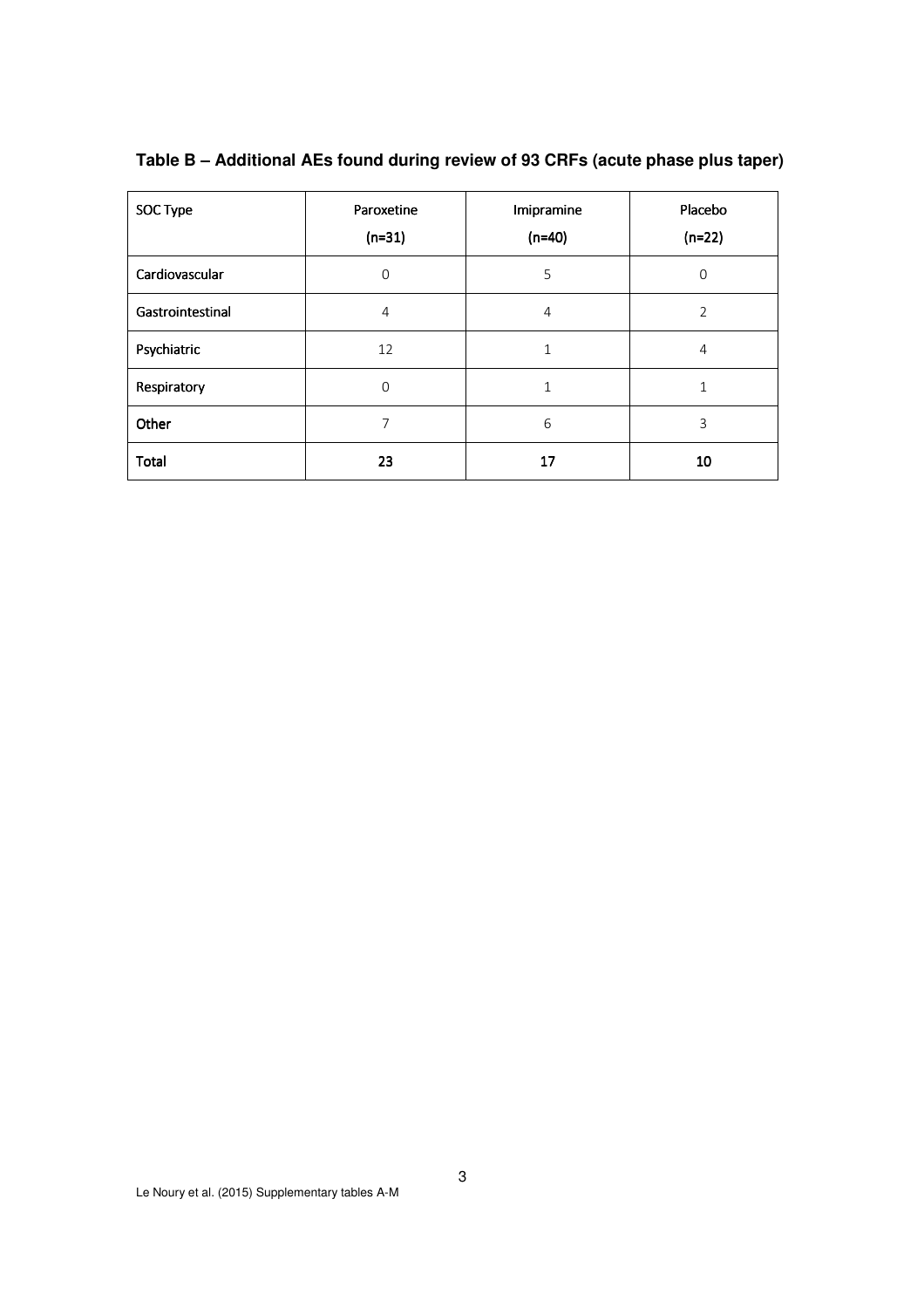**Table B – Additional AEs found during review of 93 CRFs (acute phase plus taper)**

| SOC Type | Paroxetine (n=31) | Imipramine (n=40) | Placebo (n=22) |
|---|---|---|---|
| Cardiovascular | 0 | 5 | 0 |
| Gastrointestinal | 4 | 4 | 2 |
| Psychiatric | 12 | 1 | 4 |
| Respiratory | 0 | 1 | 1 |
| Other | 7 | 6 | 3 |
| **Total** | **23** | **17** | **10** |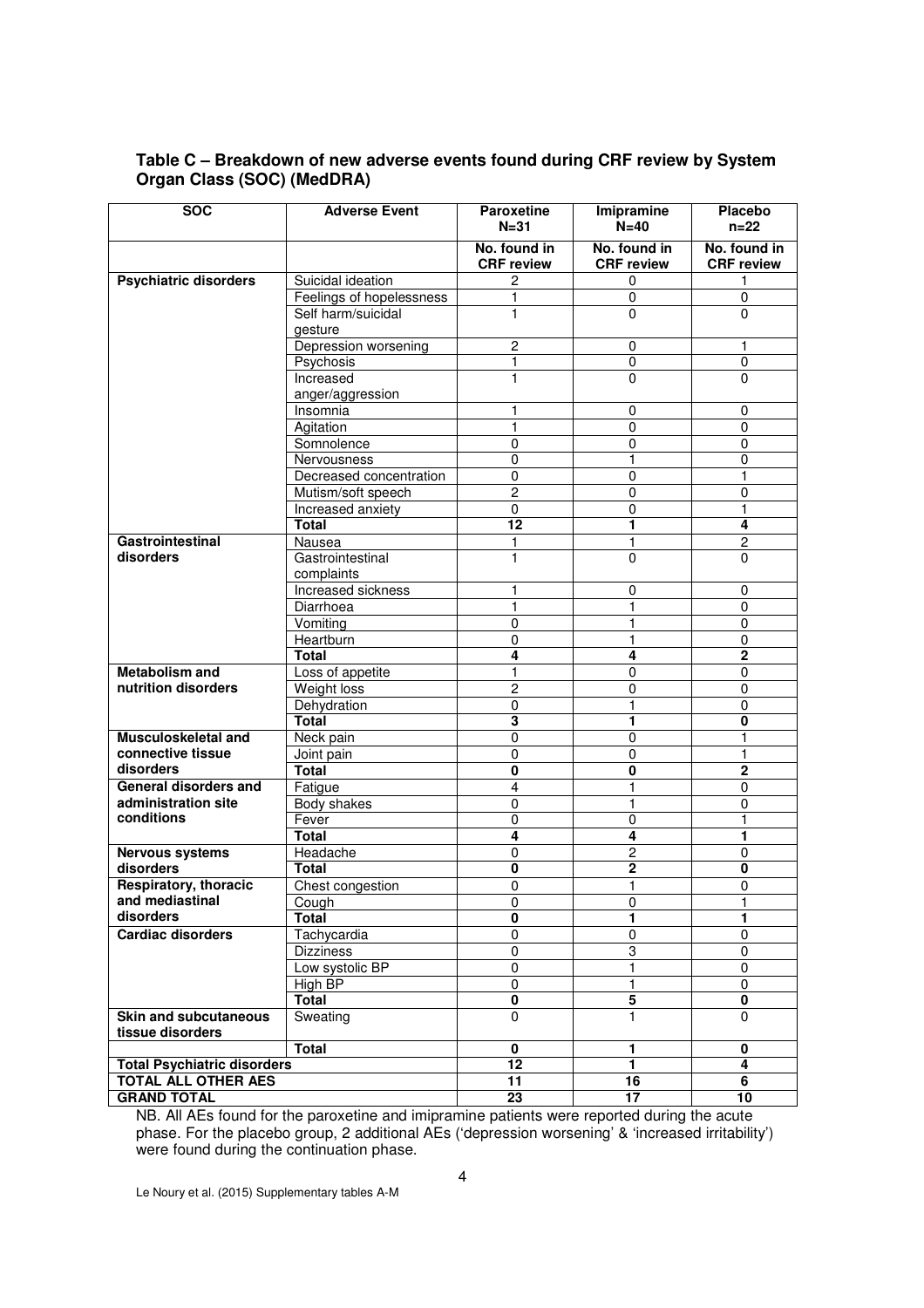### Table C – Breakdown of new adverse events found during CRF review by System Organ Class (SOC) (MedDRA)

| SOC | Adverse Event | Paroxetine N=31 | Imipramine N=40 | Placebo n=22 |
|---|---|---|---|---|
| | | No. found in CRF review | No. found in CRF review | No. found in CRF review |
| **Psychiatric disorders** | Suicidal ideation | 2 | 0 | 1 |
| | Feelings of hopelessness | 1 | 0 | 0 |
| | Self harm/suicidal gesture | 1 | 0 | 0 |
| | Depression worsening | 2 | 0 | 1 |
| | Psychosis | 1 | 0 | 0 |
| | Increased anger/aggression | 1 | 0 | 0 |
| | Insomnia | 1 | 0 | 0 |
| | Agitation | 1 | 0 | 0 |
| | Somnolence | 0 | 0 | 0 |
| | Nervousness | 0 | 1 | 0 |
| | Decreased concentration | 0 | 0 | 1 |
| | Mutism/soft speech | 2 | 0 | 0 |
| | Increased anxiety | 0 | 0 | 1 |
| | **Total** | **12** | **1** | **4** |
| **Gastrointestinal disorders** | Nausea | 1 | 1 | 2 |
| | Gastrointestinal complaints | 1 | 0 | 0 |
| | Increased sickness | 1 | 0 | 0 |
| | Diarrhoea | 1 | 1 | 0 |
| | Vomiting | 0 | 1 | 0 |
| | Heartburn | 0 | 1 | 0 |
| | **Total** | **4** | **4** | **2** |
| **Metabolism and nutrition disorders** | Loss of appetite | 1 | 0 | 0 |
| | Weight loss | 2 | 0 | 0 |
| | Dehydration | 0 | 1 | 0 |
| | **Total** | **3** | **1** | **0** |
| **Musculoskeletal and connective tissue disorders** | Neck pain | 0 | 0 | 1 |
| | Joint pain | 0 | 0 | 1 |
| | **Total** | **0** | **0** | **2** |
| **General disorders and administration site conditions** | Fatigue | 4 | 1 | 0 |
| | Body shakes | 0 | 1 | 0 |
| | Fever | 0 | 0 | 1 |
| | **Total** | **4** | **4** | **1** |
| **Nervous systems disorders** | Headache | 0 | 2 | 0 |
| | **Total** | **0** | **2** | **0** |
| **Respiratory, thoracic and mediastinal disorders** | Chest congestion | 0 | 1 | 0 |
| | Cough | 0 | 0 | 1 |
| | **Total** | **0** | **1** | **1** |
| **Cardiac disorders** | Tachycardia | 0 | 0 | 0 |
| | Dizziness | 0 | 3 | 0 |
| | Low systolic BP | 0 | 1 | 0 |
| | High BP | 0 | 1 | 0 |
| | **Total** | **0** | **5** | **0** |
| **Skin and subcutaneous tissue disorders** | Sweating | 0 | 1 | 0 |
| | **Total** | **0** | **1** | **0** |
| **Total Psychiatric disorders** | | **12** | **1** | **4** |
| **TOTAL ALL OTHER AES** | | **11** | **16** | **6** |
| **GRAND TOTAL** | | **23** | **17** | **10** |

NB. All AEs found for the paroxetine and imipramine patients were reported during the acute phase. For the placebo group, 2 additional AEs ('depression worsening' & 'increased irritability') were found during the continuation phase.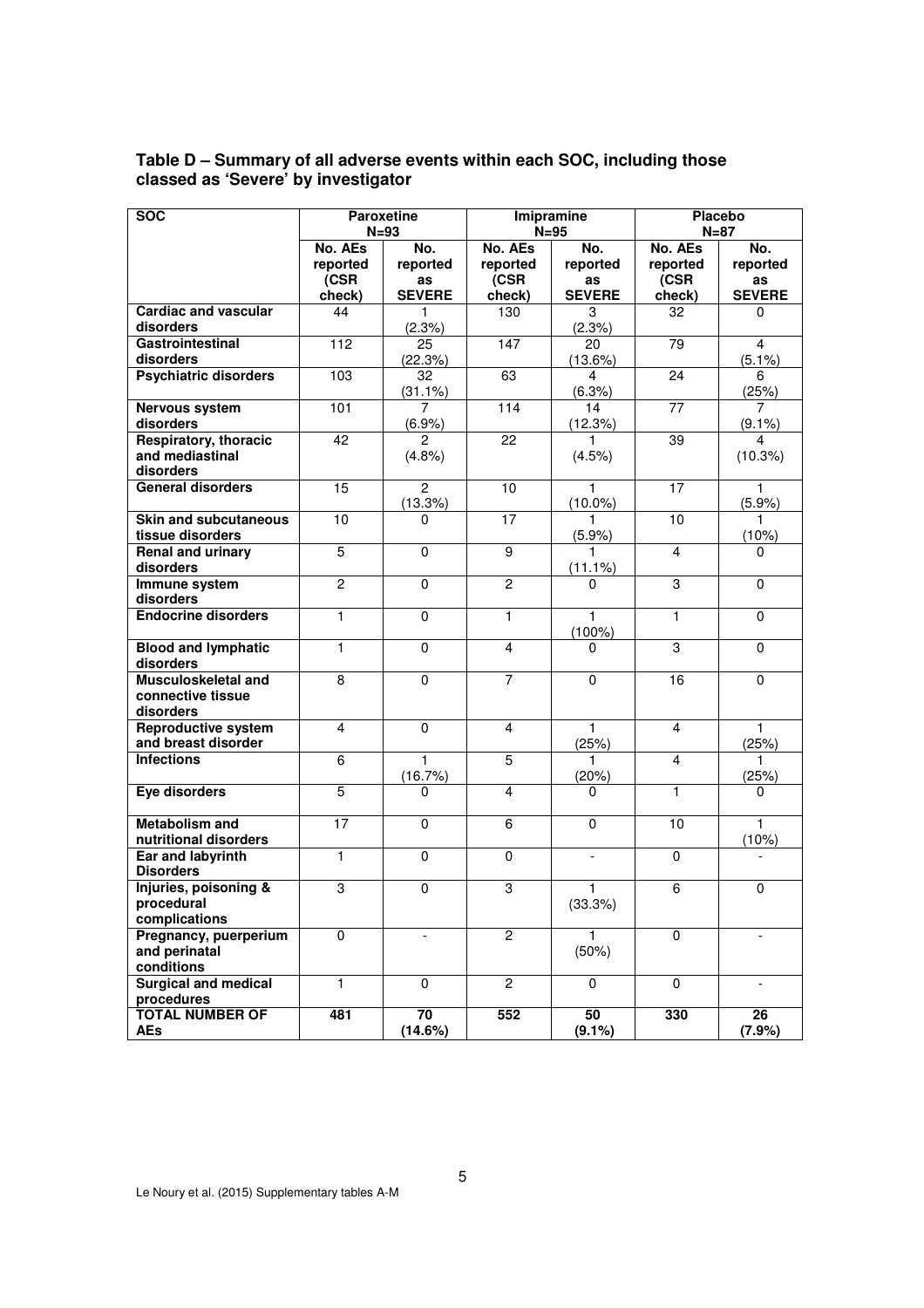**Table D – Summary of all adverse events within each SOC, including those classed as 'Severe' by investigator**

| SOC | Paroxetine N=93 | | Imipramine N=95 | | Placebo N=87 | |
|---|---|---|---|---|---|---|
| | No. AEs reported (CSR check) | No. reported as SEVERE | No. AEs reported (CSR check) | No. reported as SEVERE | No. AEs reported (CSR check) | No. reported as SEVERE |
| **Cardiac and vascular disorders** | 44 | 1 (2.3%) | 130 | 3 (2.3%) | 32 | 0 |
| **Gastrointestinal disorders** | 112 | 25 (22.3%) | 147 | 20 (13.6%) | 79 | 4 (5.1%) |
| **Psychiatric disorders** | 103 | 32 (31.1%) | 63 | 4 (6.3%) | 24 | 6 (25%) |
| **Nervous system disorders** | 101 | 7 (6.9%) | 114 | 14 (12.3%) | 77 | 7 (9.1%) |
| **Respiratory, thoracic and mediastinal disorders** | 42 | 2 (4.8%) | 22 | 1 (4.5%) | 39 | 4 (10.3%) |
| **General disorders** | 15 | 2 (13.3%) | 10 | 1 (10.0%) | 17 | 1 (5.9%) |
| **Skin and subcutaneous tissue disorders** | 10 | 0 | 17 | 1 (5.9%) | 10 | 1 (10%) |
| **Renal and urinary disorders** | 5 | 0 | 9 | 1 (11.1%) | 4 | 0 |
| **Immune system disorders** | 2 | 0 | 2 | 0 | 3 | 0 |
| **Endocrine disorders** | 1 | 0 | 1 | 1 (100%) | 1 | 0 |
| **Blood and lymphatic disorders** | 1 | 0 | 4 | 0 | 3 | 0 |
| **Musculoskeletal and connective tissue disorders** | 8 | 0 | 7 | 0 | 16 | 0 |
| **Reproductive system and breast disorder** | 4 | 0 | 4 | 1 (25%) | 4 | 1 (25%) |
| **Infections** | 6 | 1 (16.7%) | 5 | 1 (20%) | 4 | 1 (25%) |
| **Eye disorders** | 5 | 0 | 4 | 0 | 1 | 0 |
| **Metabolism and nutritional disorders** | 17 | 0 | 6 | 0 | 10 | 1 (10%) |
| **Ear and labyrinth Disorders** | 1 | 0 | 0 | - | 0 | - |
| **Injuries, poisoning & procedural complications** | 3 | 0 | 3 | 1 (33.3%) | 6 | 0 |
| **Pregnancy, puerperium and perinatal conditions** | 0 | - | 2 | 1 (50%) | 0 | - |
| **Surgical and medical procedures** | 1 | 0 | 2 | 0 | 0 | - |
| **TOTAL NUMBER OF AEs** | **481** | **70 (14.6%)** | **552** | **50 (9.1%)** | **330** | **26 (7.9%)** |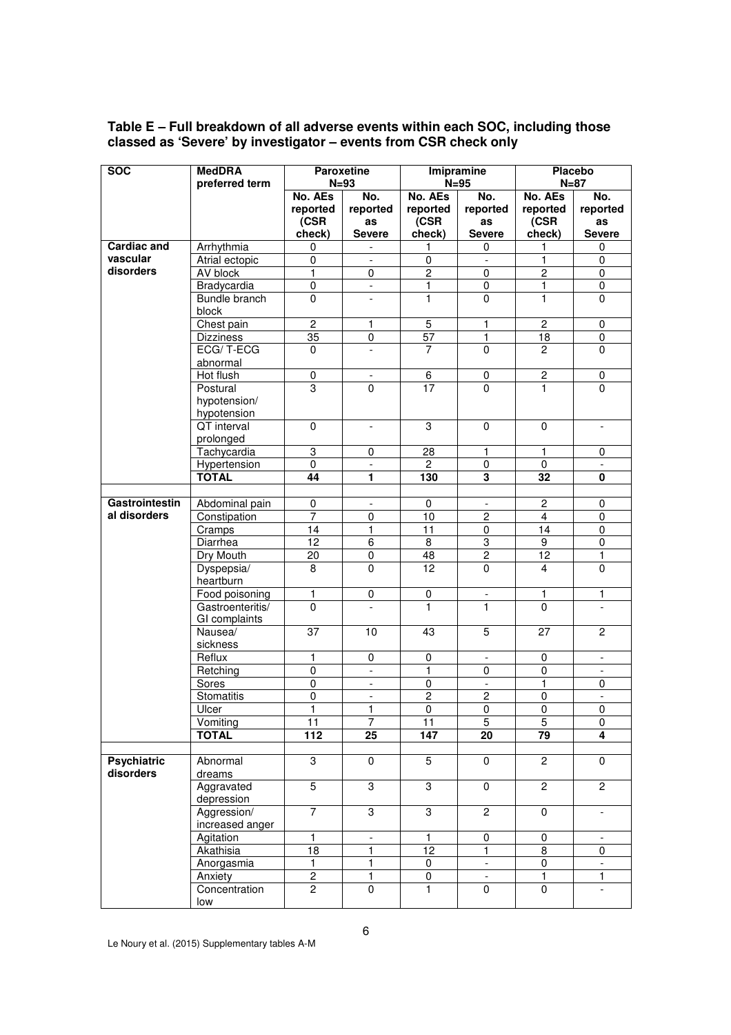**Table E – Full breakdown of all adverse events within each SOC, including those classed as 'Severe' by investigator – events from CSR check only**

| SOC | MedDRA preferred term | Paroxetine N=93 | | Imipramine N=95 | | Placebo N=87 | |
|---|---|---|---|---|---|---|---|
| | | No. AEs reported (CSR check) | No. reported as Severe | No. AEs reported (CSR check) | No. reported as Severe | No. AEs reported (CSR check) | No. reported as Severe |
| **Cardiac and vascular disorders** | Arrhythmia | 0 | - | 1 | 0 | 1 | 0 |
| | Atrial ectopic | 0 | - | 0 | - | 1 | 0 |
| | AV block | 1 | 0 | 2 | 0 | 2 | 0 |
| | Bradycardia | 0 | - | 1 | 0 | 1 | 0 |
| | Bundle branch block | 0 | - | 1 | 0 | 1 | 0 |
| | Chest pain | 2 | 1 | 5 | 1 | 2 | 0 |
| | Dizziness | 35 | 0 | 57 | 1 | 18 | 0 |
| | ECG/ T-ECG abnormal | 0 | - | 7 | 0 | 2 | 0 |
| | Hot flush | 0 | - | 6 | 0 | 2 | 0 |
| | Postural hypotension/ hypotension | 3 | 0 | 17 | 0 | 1 | 0 |
| | QT interval prolonged | 0 | - | 3 | 0 | 0 | - |
| | Tachycardia | 3 | 0 | 28 | 1 | 1 | 0 |
| | Hypertension | 0 | - | 2 | 0 | 0 | - |
| | **TOTAL** | **44** | **1** | **130** | **3** | **32** | **0** |
| | | | | | | | |
| **Gastrointestinal disorders** | Abdominal pain | 0 | - | 0 | - | 2 | 0 |
| | Constipation | 7 | 0 | 10 | 2 | 4 | 0 |
| | Cramps | 14 | 1 | 11 | 0 | 14 | 0 |
| | Diarrhea | 12 | 6 | 8 | 3 | 9 | 0 |
| | Dry Mouth | 20 | 0 | 48 | 2 | 12 | 1 |
| | Dyspepsia/ heartburn | 8 | 0 | 12 | 0 | 4 | 0 |
| | Food poisoning | 1 | 0 | 0 | - | 1 | 1 |
| | Gastroenteritis/ GI complaints | 0 | - | 1 | 1 | 0 | - |
| | Nausea/ sickness | 37 | 10 | 43 | 5 | 27 | 2 |
| | Reflux | 1 | 0 | 0 | - | 0 | - |
| | Retching | 0 | - | 1 | 0 | 0 | - |
| | Sores | 0 | - | 0 | - | 1 | 0 |
| | Stomatitis | 0 | - | 2 | 2 | 0 | - |
| | Ulcer | 1 | 1 | 0 | 0 | 0 | 0 |
| | Vomiting | 11 | 7 | 11 | 5 | 5 | 0 |
| | **TOTAL** | **112** | **25** | **147** | **20** | **79** | **4** |
| | | | | | | | |
| **Psychiatric disorders** | Abnormal dreams | 3 | 0 | 5 | 0 | 2 | 0 |
| | Aggravated depression | 5 | 3 | 3 | 0 | 2 | 2 |
| | Aggression/ increased anger | 7 | 3 | 3 | 2 | 0 | - |
| | Agitation | 1 | - | 1 | 0 | 0 | - |
| | Akathisia | 18 | 1 | 12 | 1 | 8 | 0 |
| | Anorgasmia | 1 | 1 | 0 | - | 0 | - |
| | Anxiety | 2 | 1 | 0 | - | 1 | 1 |
| | Concentration low | 2 | 0 | 1 | 0 | 0 | - |

Le Noury et al. (2015) Supplementary tables A-M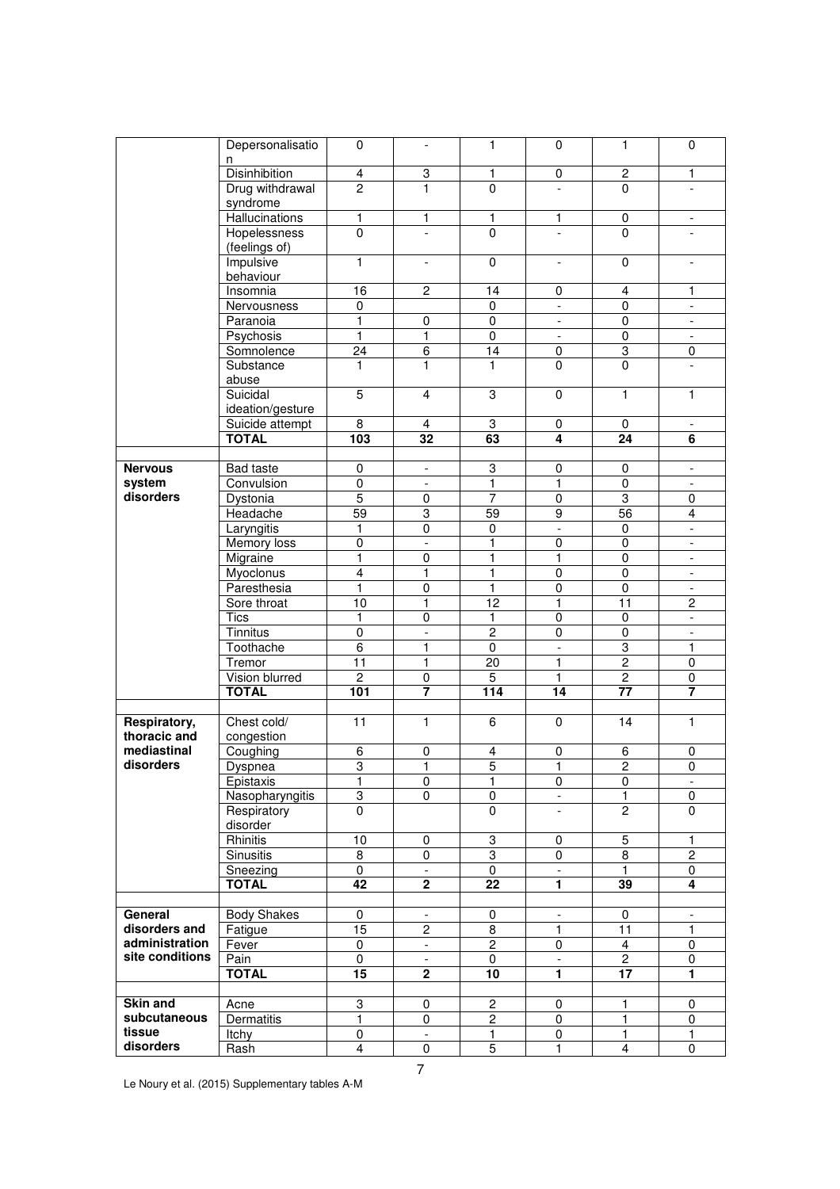| | Depersonalisation | 0 | - | 1 | 0 | 1 | 0 |
|---|---|---|---|---|---|---|---|
| | Disinhibition | 4 | 3 | 1 | 0 | 2 | 1 |
| | Drug withdrawal syndrome | 2 | 1 | 0 | - | 0 | - |
| | Hallucinations | 1 | 1 | 1 | 1 | 0 | - |
| | Hopelessness (feelings of) | 0 | - | 0 | - | 0 | - |
| | Impulsive behaviour | 1 | - | 0 | - | 0 | - |
| | Insomnia | 16 | 2 | 14 | 0 | 4 | 1 |
| | Nervousness | 0 | | 0 | - | 0 | - |
| | Paranoia | 1 | 0 | 0 | - | 0 | - |
| | Psychosis | 1 | 1 | 0 | - | 0 | - |
| | Somnolence | 24 | 6 | 14 | 0 | 3 | 0 |
| | Substance abuse | 1 | 1 | 1 | 0 | 0 | - |
| | Suicidal ideation/gesture | 5 | 4 | 3 | 0 | 1 | 1 |
| | Suicide attempt | 8 | 4 | 3 | 0 | 0 | - |
| | **TOTAL** | **103** | **32** | **63** | **4** | **24** | **6** |
| | | | | | | | |
| **Nervous system disorders** | Bad taste | 0 | - | 3 | 0 | 0 | - |
| | Convulsion | 0 | - | 1 | 1 | 0 | - |
| | Dystonia | 5 | 0 | 7 | 0 | 3 | 0 |
| | Headache | 59 | 3 | 59 | 9 | 56 | 4 |
| | Laryngitis | 1 | 0 | 0 | - | 0 | - |
| | Memory loss | 0 | - | 1 | 0 | 0 | - |
| | Migraine | 1 | 0 | 1 | 1 | 0 | - |
| | Myoclonus | 4 | 1 | 1 | 0 | 0 | - |
| | Paresthesia | 1 | 0 | 1 | 0 | 0 | - |
| | Sore throat | 10 | 1 | 12 | 1 | 11 | 2 |
| | Tics | 1 | 0 | 1 | 0 | 0 | - |
| | Tinnitus | 0 | - | 2 | 0 | 0 | - |
| | Toothache | 6 | 1 | 0 | - | 3 | 1 |
| | Tremor | 11 | 1 | 20 | 1 | 2 | 0 |
| | Vision blurred | 2 | 0 | 5 | 1 | 2 | 0 |
| | **TOTAL** | **101** | **7** | **114** | **14** | **77** | **7** |
| | | | | | | | |
| **Respiratory, thoracic and mediastinal disorders** | Chest cold/ congestion | 11 | 1 | 6 | 0 | 14 | 1 |
| | Coughing | 6 | 0 | 4 | 0 | 6 | 0 |
| | Dyspnea | 3 | 1 | 5 | 1 | 2 | 0 |
| | Epistaxis | 1 | 0 | 1 | 0 | 0 | - |
| | Nasopharyngitis | 3 | 0 | 0 | - | 1 | 0 |
| | Respiratory disorder | 0 | | 0 | - | 2 | 0 |
| | Rhinitis | 10 | 0 | 3 | 0 | 5 | 1 |
| | Sinusitis | 8 | 0 | 3 | 0 | 8 | 2 |
| | Sneezing | 0 | - | 0 | - | 1 | 0 |
| | **TOTAL** | **42** | **2** | **22** | **1** | **39** | **4** |
| | | | | | | | |
| **General disorders and administration site conditions** | Body Shakes | 0 | - | 0 | - | 0 | - |
| | Fatigue | 15 | 2 | 8 | 1 | 11 | 1 |
| | Fever | 0 | - | 2 | 0 | 4 | 0 |
| | Pain | 0 | - | 0 | - | 2 | 0 |
| | **TOTAL** | **15** | **2** | **10** | **1** | **17** | **1** |
| | | | | | | | |
| **Skin and subcutaneous tissue disorders** | Acne | 3 | 0 | 2 | 0 | 1 | 0 |
| | Dermatitis | 1 | 0 | 2 | 0 | 1 | 0 |
| | Itchy | 0 | - | 1 | 0 | 1 | 1 |
| | Rash | 4 | 0 | 5 | 1 | 4 | 0 |

Le Noury et al. (2015) Supplementary tables A-M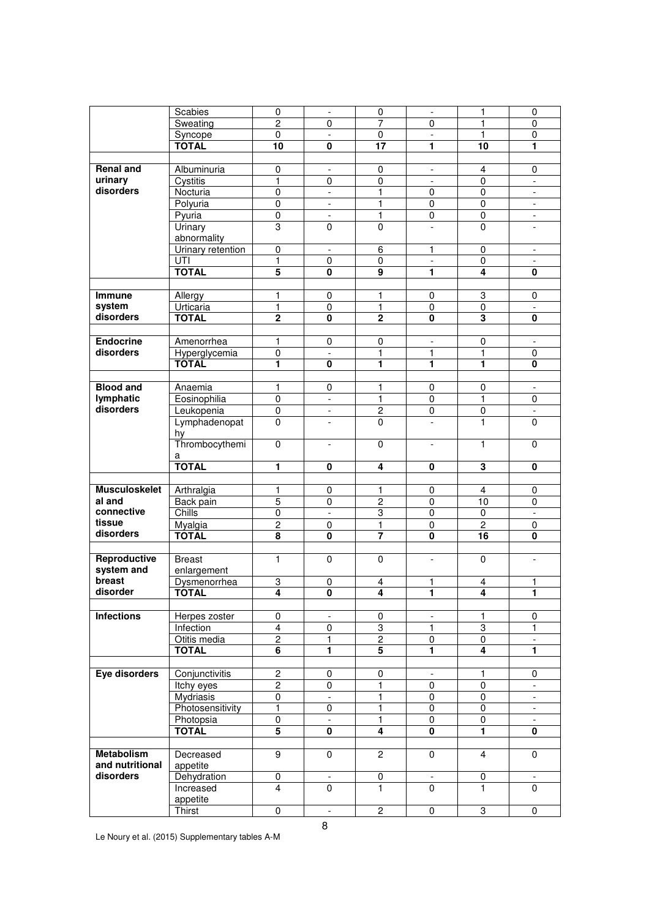| | | | | | | | |
|---|---|---|---|---|---|---|---|
| | Scabies | 0 | - | 0 | - | 1 | 0 |
| | Sweating | 2 | 0 | 7 | 0 | 1 | 0 |
| | Syncope | 0 | - | 0 | - | 1 | 0 |
| | **TOTAL** | **10** | **0** | **17** | **1** | **10** | **1** |
| | | | | | | | |
| **Renal and urinary disorders** | Albuminuria | 0 | - | 0 | - | 4 | 0 |
| | Cystitis | 1 | 0 | 0 | - | 0 | - |
| | Nocturia | 0 | - | 1 | 0 | 0 | - |
| | Polyuria | 0 | - | 1 | 0 | 0 | - |
| | Pyuria | 0 | - | 1 | 0 | 0 | - |
| | Urinary abnormality | 3 | 0 | 0 | - | 0 | - |
| | Urinary retention | 0 | - | 6 | 1 | 0 | - |
| | UTI | 1 | 0 | 0 | - | 0 | - |
| | **TOTAL** | **5** | **0** | **9** | **1** | **4** | **0** |
| | | | | | | | |
| **Immune system disorders** | Allergy | 1 | 0 | 1 | 0 | 3 | 0 |
| | Urticaria | 1 | 0 | 1 | 0 | 0 | - |
| | **TOTAL** | **2** | **0** | **2** | **0** | **3** | **0** |
| | | | | | | | |
| **Endocrine disorders** | Amenorrhea | 1 | 0 | 0 | - | 0 | - |
| | Hyperglycemia | 0 | - | 1 | 1 | 1 | 0 |
| | **TOTAL** | **1** | **0** | **1** | **1** | **1** | **0** |
| | | | | | | | |
| **Blood and lymphatic disorders** | Anaemia | 1 | 0 | 1 | 0 | 0 | - |
| | Eosinophilia | 0 | - | 1 | 0 | 1 | 0 |
| | Leukopenia | 0 | - | 2 | 0 | 0 | - |
| | Lymphadenopathy | 0 | - | 0 | - | 1 | 0 |
| | Thrombocythemia | 0 | - | 0 | - | 1 | 0 |
| | **TOTAL** | **1** | **0** | **4** | **0** | **3** | **0** |
| | | | | | | | |
| **Musculoskeletal and connective tissue disorders** | Arthralgia | 1 | 0 | 1 | 0 | 4 | 0 |
| | Back pain | 5 | 0 | 2 | 0 | 10 | 0 |
| | Chills | 0 | - | 3 | 0 | 0 | - |
| | Myalgia | 2 | 0 | 1 | 0 | 2 | 0 |
| | **TOTAL** | **8** | **0** | **7** | **0** | **16** | **0** |
| | | | | | | | |
| **Reproductive system and breast disorder** | Breast enlargement | 1 | 0 | 0 | - | 0 | - |
| | Dysmenorrhea | 3 | 0 | 4 | 1 | 4 | 1 |
| | **TOTAL** | **4** | **0** | **4** | **1** | **4** | **1** |
| | | | | | | | |
| **Infections** | Herpes zoster | 0 | - | 0 | - | 1 | 0 |
| | Infection | 4 | 0 | 3 | 1 | 3 | 1 |
| | Otitis media | 2 | 1 | 2 | 0 | 0 | - |
| | **TOTAL** | **6** | **1** | **5** | **1** | **4** | **1** |
| | | | | | | | |
| **Eye disorders** | Conjunctivitis | 2 | 0 | 0 | - | 1 | 0 |
| | Itchy eyes | 2 | 0 | 1 | 0 | 0 | - |
| | Mydriasis | 0 | - | 1 | 0 | 0 | - |
| | Photosensitivity | 1 | 0 | 1 | 0 | 0 | - |
| | Photopsia | 0 | - | 1 | 0 | 0 | - |
| | **TOTAL** | **5** | **0** | **4** | **0** | **1** | **0** |
| | | | | | | | |
| **Metabolism and nutritional disorders** | Decreased appetite | 9 | 0 | 2 | 0 | 4 | 0 |
| | Dehydration | 0 | - | 0 | - | 0 | - |
| | Increased appetite | 4 | 0 | 1 | 0 | 1 | 0 |
| | Thirst | 0 | - | 2 | 0 | 3 | 0 |

Le Noury et al. (2015) Supplementary tables A-M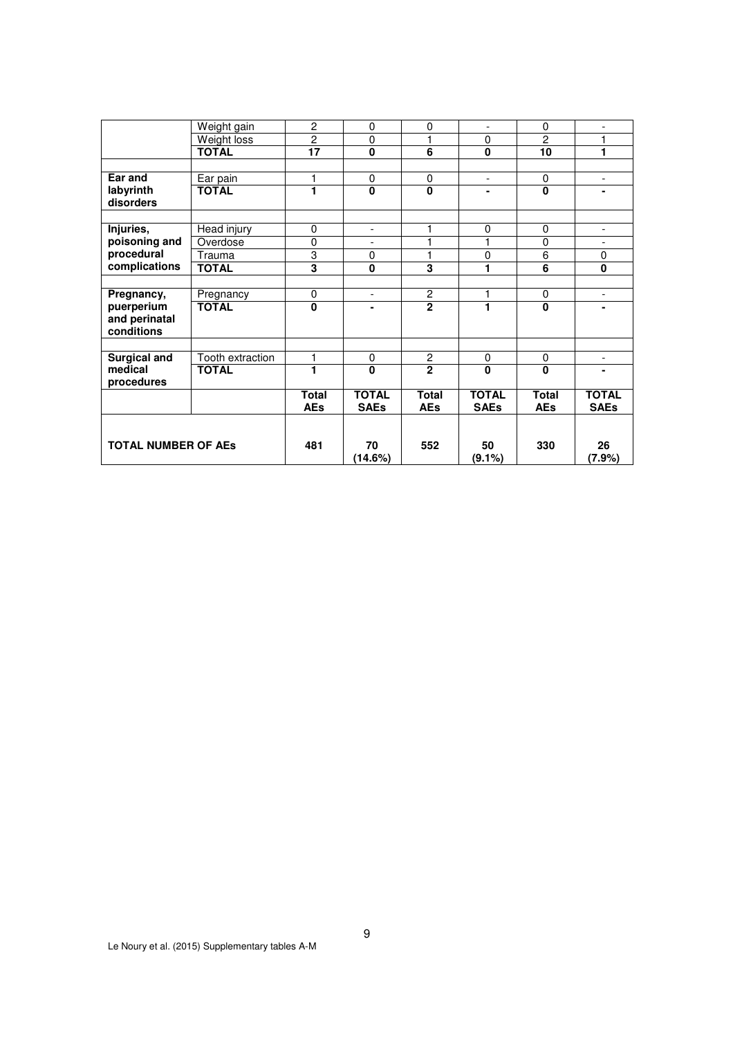| | Weight gain | 2 | 0 | 0 | - | 0 | - |
|---|---|---|---|---|---|---|---|
| | Weight loss | 2 | 0 | 1 | 0 | 2 | 1 |
| | **TOTAL** | **17** | **0** | **6** | **0** | **10** | **1** |
| | | | | | | | |
| **Ear and labyrinth disorders** | Ear pain | 1 | 0 | 0 | - | 0 | - |
| | **TOTAL** | **1** | **0** | **0** | **-** | **0** | **-** |
| | | | | | | | |
| **Injuries, poisoning and procedural complications** | Head injury | 0 | - | 1 | 0 | 0 | - |
| | Overdose | 0 | - | 1 | 1 | 0 | - |
| | Trauma | 3 | 0 | 1 | 0 | 6 | 0 |
| | **TOTAL** | **3** | **0** | **3** | **1** | **6** | **0** |
| | | | | | | | |
| **Pregnancy, puerperium and perinatal conditions** | Pregnancy | 0 | - | 2 | 1 | 0 | - |
| | **TOTAL** | **0** | **-** | **2** | **1** | **0** | **-** |
| | | | | | | | |
| **Surgical and medical procedures** | Tooth extraction | 1 | 0 | 2 | 0 | 0 | - |
| | **TOTAL** | **1** | **0** | **2** | **0** | **0** | **-** |
| | | **Total AEs** | **TOTAL SAEs** | **Total AEs** | **TOTAL SAEs** | **Total AEs** | **TOTAL SAEs** |
| **TOTAL NUMBER OF AEs** | | **481** | **70 (14.6%)** | **552** | **50 (9.1%)** | **330** | **26 (7.9%)** |

Le Noury et al. (2015) Supplementary tables A-M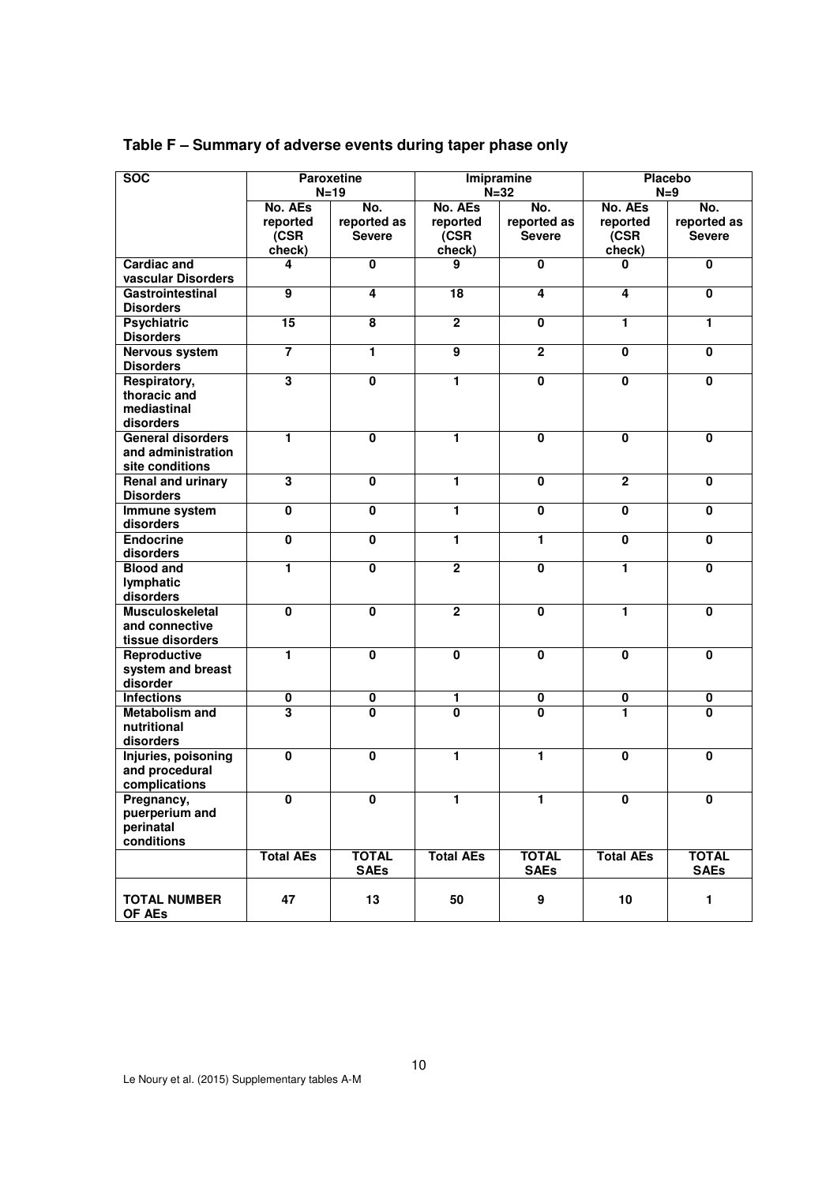## Table F – Summary of adverse events during taper phase only

| SOC | Paroxetine N=19 | | Imipramine N=32 | | Placebo N=9 | |
|---|---|---|---|---|---|---|
| | No. AEs reported (CSR check) | No. reported as Severe | No. AEs reported (CSR check) | No. reported as Severe | No. AEs reported (CSR check) | No. reported as Severe |
| **Cardiac and vascular Disorders** | 4 | 0 | 9 | 0 | 0 | 0 |
| **Gastrointestinal Disorders** | 9 | 4 | 18 | 4 | 4 | 0 |
| **Psychiatric Disorders** | 15 | 8 | 2 | 0 | 1 | 1 |
| **Nervous system Disorders** | 7 | 1 | 9 | 2 | 0 | 0 |
| **Respiratory, thoracic and mediastinal disorders** | 3 | 0 | 1 | 0 | 0 | 0 |
| **General disorders and administration site conditions** | 1 | 0 | 1 | 0 | 0 | 0 |
| **Renal and urinary Disorders** | 3 | 0 | 1 | 0 | 2 | 0 |
| **Immune system disorders** | 0 | 0 | 1 | 0 | 0 | 0 |
| **Endocrine disorders** | 0 | 0 | 1 | 1 | 0 | 0 |
| **Blood and lymphatic disorders** | 1 | 0 | 2 | 0 | 1 | 0 |
| **Musculoskeletal and connective tissue disorders** | 0 | 0 | 2 | 0 | 1 | 0 |
| **Reproductive system and breast disorder** | 1 | 0 | 0 | 0 | 0 | 0 |
| **Infections** | 0 | 0 | 1 | 0 | 0 | 0 |
| **Metabolism and nutritional disorders** | 3 | 0 | 0 | 0 | 1 | 0 |
| **Injuries, poisoning and procedural complications** | 0 | 0 | 1 | 1 | 0 | 0 |
| **Pregnancy, puerperium and perinatal conditions** | 0 | 0 | 1 | 1 | 0 | 0 |
| | **Total AEs** | **TOTAL SAEs** | **Total AEs** | **TOTAL SAEs** | **Total AEs** | **TOTAL SAEs** |
| **TOTAL NUMBER OF AEs** | 47 | 13 | 50 | 9 | 10 | 1 |

Le Noury et al. (2015) Supplementary tables A-M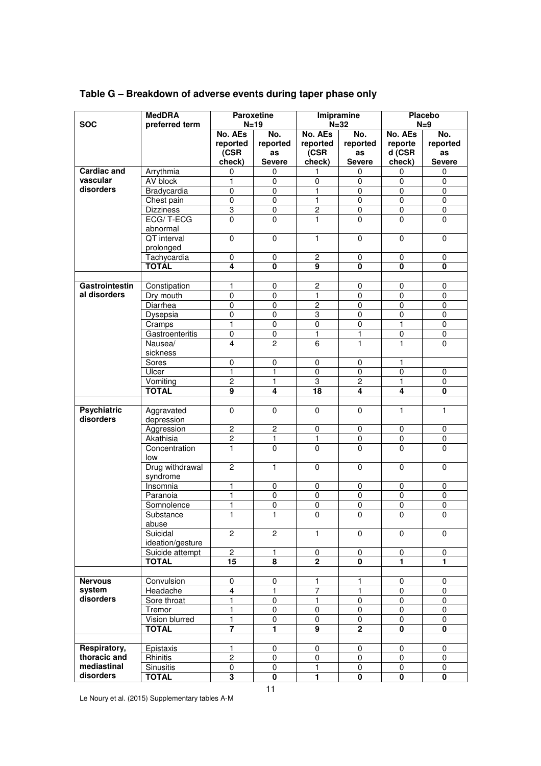## Table G – Breakdown of adverse events during taper phase only

| SOC | MedDRA preferred term | Paroxetine N=19 | | Imipramine N=32 | | Placebo N=9 | |
|---|---|---|---|---|---|---|---|
| | | No. AEs reported (CSR check) | No. reported as Severe | No. AEs reported (CSR check) | No. reported as Severe | No. AEs reported (CSR check) | No. reported as Severe |
| **Cardiac and vascular disorders** | Arrythmia | 0 | 0 | 1 | 0 | 0 | 0 |
| | AV block | 1 | 0 | 0 | 0 | 0 | 0 |
| | Bradycardia | 0 | 0 | 1 | 0 | 0 | 0 |
| | Chest pain | 0 | 0 | 1 | 0 | 0 | 0 |
| | Dizziness | 3 | 0 | 2 | 0 | 0 | 0 |
| | ECG/ T-ECG abnormal | 0 | 0 | 1 | 0 | 0 | 0 |
| | QT interval prolonged | 0 | 0 | 1 | 0 | 0 | 0 |
| | Tachycardia | 0 | 0 | 2 | 0 | 0 | 0 |
| | **TOTAL** | **4** | **0** | **9** | **0** | **0** | **0** |
| | | | | | | | |
| **Gastrointestinal disorders** | Constipation | 1 | 0 | 2 | 0 | 0 | 0 |
| | Dry mouth | 0 | 0 | 1 | 0 | 0 | 0 |
| | Diarrhea | 0 | 0 | 2 | 0 | 0 | 0 |
| | Dysepsia | 0 | 0 | 3 | 0 | 0 | 0 |
| | Cramps | 1 | 0 | 0 | 0 | 1 | 0 |
| | Gastroenteritis | 0 | 0 | 1 | 1 | 0 | 0 |
| | Nausea/ sickness | 4 | 2 | 6 | 1 | 1 | 0 |
| | Sores | 0 | 0 | 0 | 0 | 1 | |
| | Ulcer | 1 | 1 | 0 | 0 | 0 | 0 |
| | Vomiting | 2 | 1 | 3 | 2 | 1 | 0 |
| | **TOTAL** | **9** | **4** | **18** | **4** | **4** | **0** |
| | | | | | | | |
| **Psychiatric disorders** | Aggravated depression | 0 | 0 | 0 | 0 | 1 | 1 |
| | Aggression | 2 | 2 | 0 | 0 | 0 | 0 |
| | Akathisia | 2 | 1 | 1 | 0 | 0 | 0 |
| | Concentration low | 1 | 0 | 0 | 0 | 0 | 0 |
| | Drug withdrawal syndrome | 2 | 1 | 0 | 0 | 0 | 0 |
| | Insomnia | 1 | 0 | 0 | 0 | 0 | 0 |
| | Paranoia | 1 | 0 | 0 | 0 | 0 | 0 |
| | Somnolence | 1 | 0 | 0 | 0 | 0 | 0 |
| | Substance abuse | 1 | 1 | 0 | 0 | 0 | 0 |
| | Suicidal ideation/gesture | 2 | 2 | 1 | 0 | 0 | 0 |
| | Suicide attempt | 2 | 1 | 0 | 0 | 0 | 0 |
| | **TOTAL** | **15** | **8** | **2** | **0** | **1** | **1** |
| | | | | | | | |
| **Nervous system disorders** | Convulsion | 0 | 0 | 1 | 1 | 0 | 0 |
| | Headache | 4 | 1 | 7 | 1 | 0 | 0 |
| | Sore throat | 1 | 0 | 1 | 0 | 0 | 0 |
| | Tremor | 1 | 0 | 0 | 0 | 0 | 0 |
| | Vision blurred | 1 | 0 | 0 | 0 | 0 | 0 |
| | **TOTAL** | **7** | **1** | **9** | **2** | **0** | **0** |
| | | | | | | | |
| **Respiratory, thoracic and mediastinal disorders** | Epistaxis | 1 | 0 | 0 | 0 | 0 | 0 |
| | Rhinitis | 2 | 0 | 0 | 0 | 0 | 0 |
| | Sinusitis | 0 | 0 | 1 | 0 | 0 | 0 |
| | **TOTAL** | **3** | **0** | **1** | **0** | **0** | **0** |

Le Noury et al. (2015) Supplementary tables A-M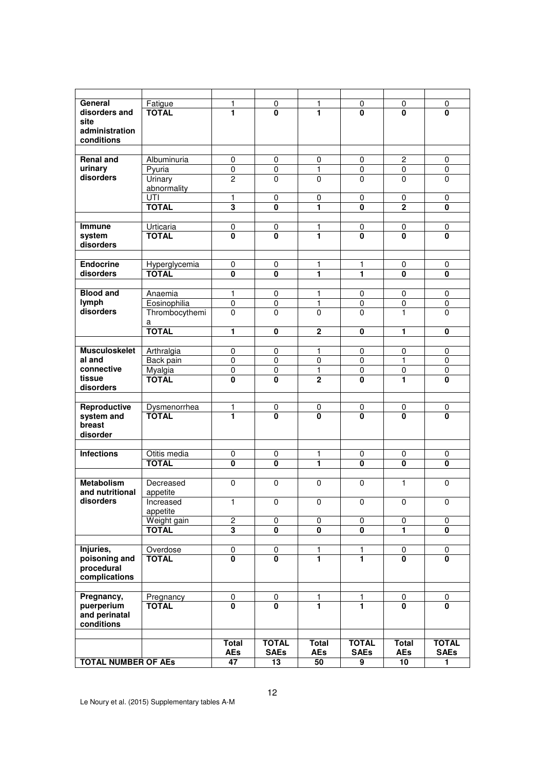| | | | | | | | |
|---|---|---|---|---|---|---|---|
| **General disorders and site administration conditions** | Fatigue | 1 | 0 | 1 | 0 | 0 | 0 |
| | **TOTAL** | **1** | **0** | **1** | **0** | **0** | **0** |
| | | | | | | | |
| **Renal and urinary disorders** | Albuminuria | 0 | 0 | 0 | 0 | 2 | 0 |
| | Pyuria | 0 | 0 | 1 | 0 | 0 | 0 |
| | Urinary abnormality | 2 | 0 | 0 | 0 | 0 | 0 |
| | UTI | 1 | 0 | 0 | 0 | 0 | 0 |
| | **TOTAL** | **3** | **0** | **1** | **0** | **2** | **0** |
| | | | | | | | |
| **Immune system disorders** | Urticaria | 0 | 0 | 1 | 0 | 0 | 0 |
| | **TOTAL** | **0** | **0** | **1** | **0** | **0** | **0** |
| | | | | | | | |
| **Endocrine disorders** | Hyperglycemia | 0 | 0 | 1 | 1 | 0 | 0 |
| | **TOTAL** | **0** | **0** | **1** | **1** | **0** | **0** |
| | | | | | | | |
| **Blood and lymph disorders** | Anaemia | 1 | 0 | 1 | 0 | 0 | 0 |
| | Eosinophilia | 0 | 0 | 1 | 0 | 0 | 0 |
| | Thrombocythemia | 0 | 0 | 0 | 0 | 1 | 0 |
| | **TOTAL** | **1** | **0** | **2** | **0** | **1** | **0** |
| | | | | | | | |
| **Musculoskeletal and connective tissue disorders** | Arthralgia | 0 | 0 | 1 | 0 | 0 | 0 |
| | Back pain | 0 | 0 | 0 | 0 | 1 | 0 |
| | Myalgia | 0 | 0 | 1 | 0 | 0 | 0 |
| | **TOTAL** | **0** | **0** | **2** | **0** | **1** | **0** |
| | | | | | | | |
| **Reproductive system and breast disorder** | Dysmenorrhea | 1 | 0 | 0 | 0 | 0 | 0 |
| | **TOTAL** | **1** | **0** | **0** | **0** | **0** | **0** |
| | | | | | | | |
| **Infections** | Otitis media | 0 | 0 | 1 | 0 | 0 | 0 |
| | **TOTAL** | **0** | **0** | **1** | **0** | **0** | **0** |
| | | | | | | | |
| **Metabolism and nutritional disorders** | Decreased appetite | 0 | 0 | 0 | 0 | 1 | 0 |
| | Increased appetite | 1 | 0 | 0 | 0 | 0 | 0 |
| | Weight gain | 2 | 0 | 0 | 0 | 0 | 0 |
| | **TOTAL** | **3** | **0** | **0** | **0** | **1** | **0** |
| | | | | | | | |
| **Injuries, poisoning and procedural complications** | Overdose | 0 | 0 | 1 | 1 | 0 | 0 |
| | **TOTAL** | **0** | **0** | **1** | **1** | **0** | **0** |
| | | | | | | | |
| **Pregnancy, puerperium and perinatal conditions** | Pregnancy | 0 | 0 | 1 | 1 | 0 | 0 |
| | **TOTAL** | **0** | **0** | **1** | **1** | **0** | **0** |
| | | | | | | | |
| | | **Total AEs** | **TOTAL SAEs** | **Total AEs** | **TOTAL SAEs** | **Total AEs** | **TOTAL SAEs** |
| **TOTAL NUMBER OF AEs** | | **47** | **13** | **50** | **9** | **10** | **1** |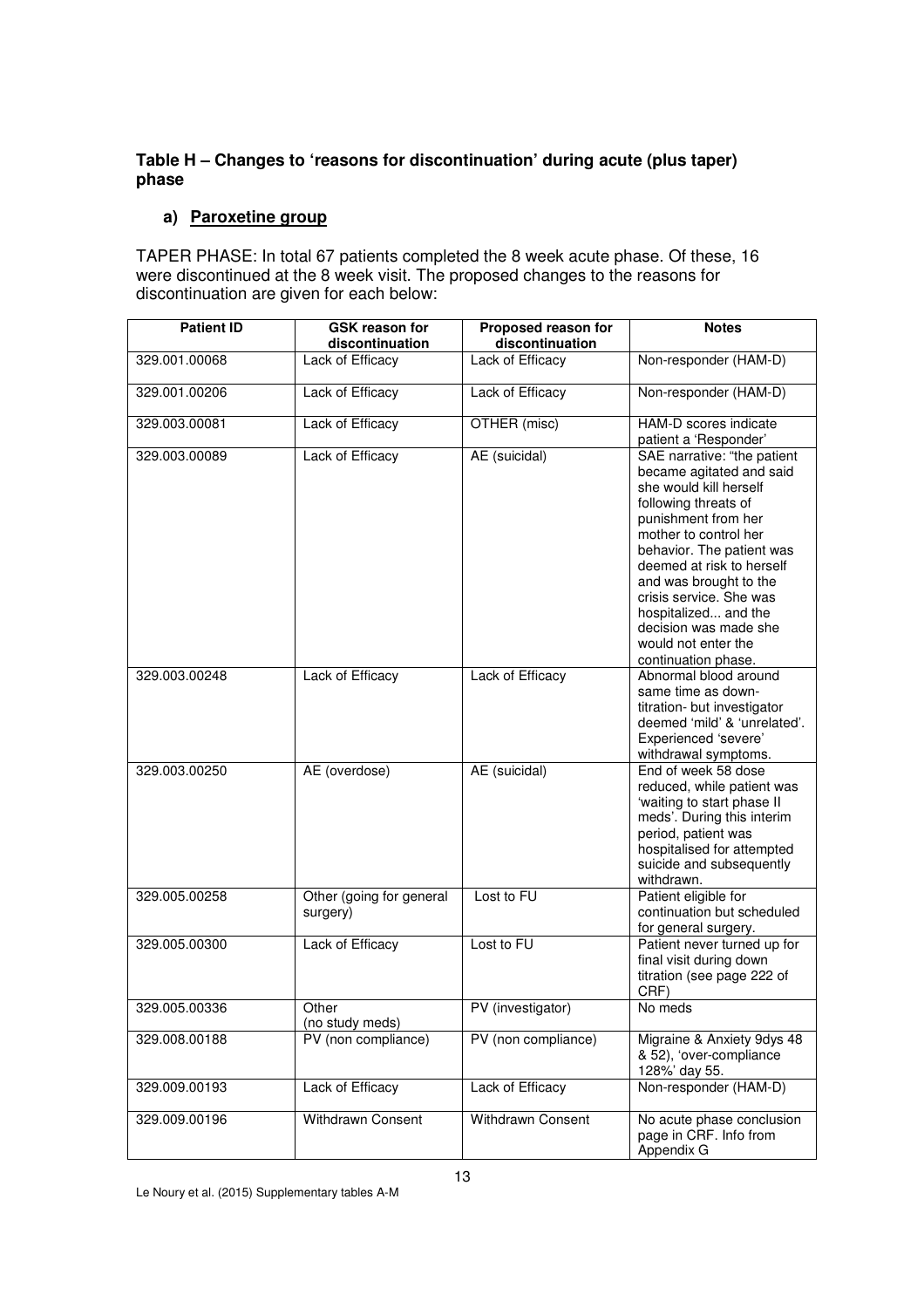**Table H – Changes to 'reasons for discontinuation' during acute (plus taper) phase**

**a) Paroxetine group**

TAPER PHASE: In total 67 patients completed the 8 week acute phase. Of these, 16 were discontinued at the 8 week visit. The proposed changes to the reasons for discontinuation are given for each below:

| Patient ID | GSK reason for discontinuation | Proposed reason for discontinuation | Notes |
|---|---|---|---|
| 329.001.00068 | Lack of Efficacy | Lack of Efficacy | Non-responder (HAM-D) |
| 329.001.00206 | Lack of Efficacy | Lack of Efficacy | Non-responder (HAM-D) |
| 329.003.00081 | Lack of Efficacy | OTHER (misc) | HAM-D scores indicate patient a 'Responder' |
| 329.003.00089 | Lack of Efficacy | AE (suicidal) | SAE narrative: "the patient became agitated and said she would kill herself following threats of punishment from her mother to control her behavior. The patient was deemed at risk to herself and was brought to the crisis service. She was hospitalized... and the decision was made she would not enter the continuation phase. |
| 329.003.00248 | Lack of Efficacy | Lack of Efficacy | Abnormal blood around same time as down-titration- but investigator deemed 'mild' & 'unrelated'. Experienced 'severe' withdrawal symptoms. |
| 329.003.00250 | AE (overdose) | AE (suicidal) | End of week 58 dose reduced, while patient was 'waiting to start phase II meds'. During this interim period, patient was hospitalised for attempted suicide and subsequently withdrawn. |
| 329.005.00258 | Other (going for general surgery) | Lost to FU | Patient eligible for continuation but scheduled for general surgery. |
| 329.005.00300 | Lack of Efficacy | Lost to FU | Patient never turned up for final visit during down titration (see page 222 of CRF) |
| 329.005.00336 | Other (no study meds) | PV (investigator) | No meds |
| 329.008.00188 | PV (non compliance) | PV (non compliance) | Migraine & Anxiety 9dys 48 & 52), 'over-compliance 128%' day 55. |
| 329.009.00193 | Lack of Efficacy | Lack of Efficacy | Non-responder (HAM-D) |
| 329.009.00196 | Withdrawn Consent | Withdrawn Consent | No acute phase conclusion page in CRF. Info from Appendix G |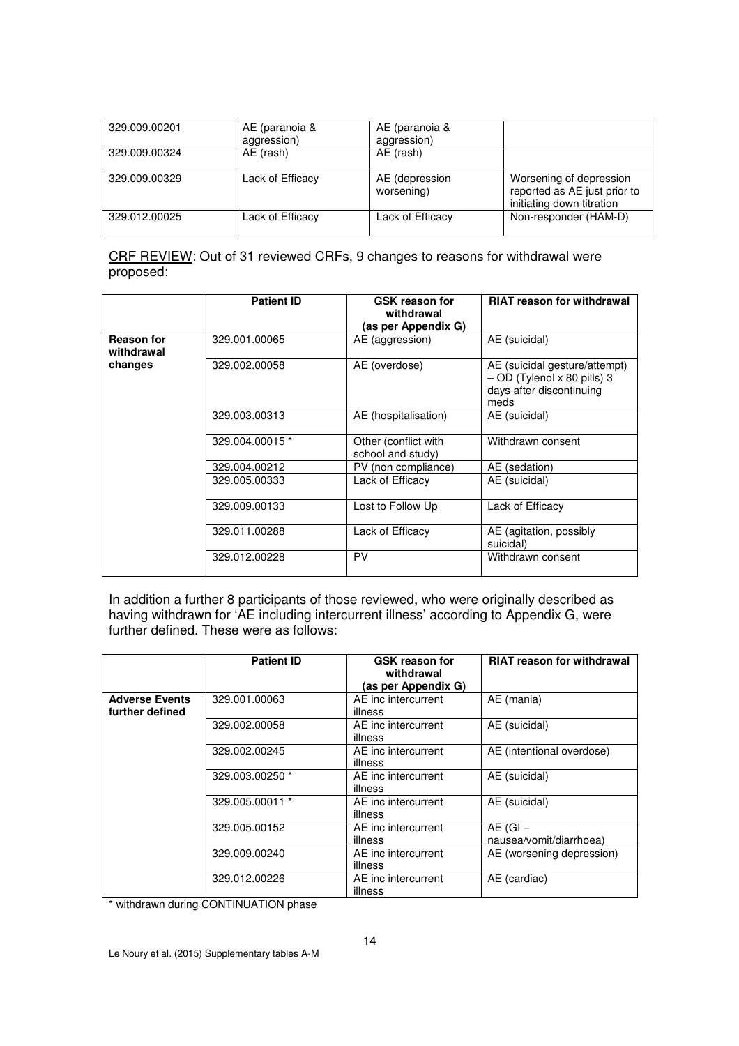| | | | |
|---|---|---|---|
| 329.009.00201 | AE (paranoia & aggression) | AE (paranoia & aggression) | |
| 329.009.00324 | AE (rash) | AE (rash) | |
| 329.009.00329 | Lack of Efficacy | AE (depression worsening) | Worsening of depression reported as AE just prior to initiating down titration |
| 329.012.00025 | Lack of Efficacy | Lack of Efficacy | Non-responder (HAM-D) |

CRF REVIEW: Out of 31 reviewed CRFs, 9 changes to reasons for withdrawal were proposed:

| | Patient ID | GSK reason for withdrawal (as per Appendix G) | RIAT reason for withdrawal |
|---|---|---|---|
| **Reason for withdrawal changes** | 329.001.00065 | AE (aggression) | AE (suicidal) |
| | 329.002.00058 | AE (overdose) | AE (suicidal gesture/attempt) – OD (Tylenol x 80 pills) 3 days after discontinuing meds |
| | 329.003.00313 | AE (hospitalisation) | AE (suicidal) |
| | 329.004.00015 * | Other (conflict with school and study) | Withdrawn consent |
| | 329.004.00212 | PV (non compliance) | AE (sedation) |
| | 329.005.00333 | Lack of Efficacy | AE (suicidal) |
| | 329.009.00133 | Lost to Follow Up | Lack of Efficacy |
| | 329.011.00288 | Lack of Efficacy | AE (agitation, possibly suicidal) |
| | 329.012.00228 | PV | Withdrawn consent |

In addition a further 8 participants of those reviewed, who were originally described as having withdrawn for 'AE including intercurrent illness' according to Appendix G, were further defined. These were as follows:

| | Patient ID | GSK reason for withdrawal (as per Appendix G) | RIAT reason for withdrawal |
|---|---|---|---|
| **Adverse Events further defined** | 329.001.00063 | AE inc intercurrent illness | AE (mania) |
| | 329.002.00058 | AE inc intercurrent illness | AE (suicidal) |
| | 329.002.00245 | AE inc intercurrent illness | AE (intentional overdose) |
| | 329.003.00250 * | AE inc intercurrent illness | AE (suicidal) |
| | 329.005.00011 * | AE inc intercurrent illness | AE (suicidal) |
| | 329.005.00152 | AE inc intercurrent illness | AE (GI – nausea/vomit/diarrhoea) |
| | 329.009.00240 | AE inc intercurrent illness | AE (worsening depression) |
| | 329.012.00226 | AE inc intercurrent illness | AE (cardiac) |

\* withdrawn during CONTINUATION phase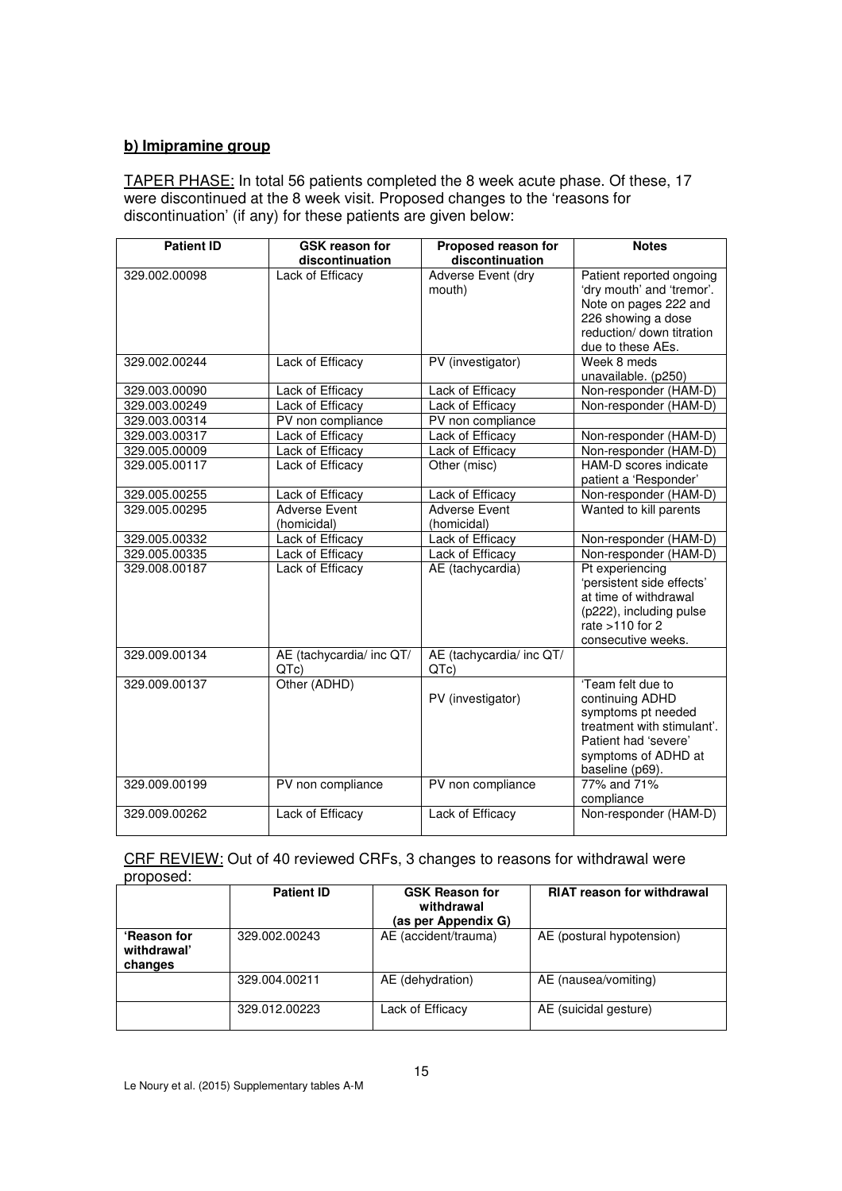**b) Imipramine group**

TAPER PHASE: In total 56 patients completed the 8 week acute phase. Of these, 17 were discontinued at the 8 week visit. Proposed changes to the 'reasons for discontinuation' (if any) for these patients are given below:

| Patient ID | GSK reason for discontinuation | Proposed reason for discontinuation | Notes |
|---|---|---|---|
| 329.002.00098 | Lack of Efficacy | Adverse Event (dry mouth) | Patient reported ongoing 'dry mouth' and 'tremor'. Note on pages 222 and 226 showing a dose reduction/ down titration due to these AEs. |
| 329.002.00244 | Lack of Efficacy | PV (investigator) | Week 8 meds unavailable. (p250) |
| 329.003.00090 | Lack of Efficacy | Lack of Efficacy | Non-responder (HAM-D) |
| 329.003.00249 | Lack of Efficacy | Lack of Efficacy | Non-responder (HAM-D) |
| 329.003.00314 | PV non compliance | PV non compliance | |
| 329.003.00317 | Lack of Efficacy | Lack of Efficacy | Non-responder (HAM-D) |
| 329.005.00009 | Lack of Efficacy | Lack of Efficacy | Non-responder (HAM-D) |
| 329.005.00117 | Lack of Efficacy | Other (misc) | HAM-D scores indicate patient a 'Responder' |
| 329.005.00255 | Lack of Efficacy | Lack of Efficacy | Non-responder (HAM-D) |
| 329.005.00295 | Adverse Event (homicidal) | Adverse Event (homicidal) | Wanted to kill parents |
| 329.005.00332 | Lack of Efficacy | Lack of Efficacy | Non-responder (HAM-D) |
| 329.005.00335 | Lack of Efficacy | Lack of Efficacy | Non-responder (HAM-D) |
| 329.008.00187 | Lack of Efficacy | AE (tachycardia) | Pt experiencing 'persistent side effects' at time of withdrawal (p222), including pulse rate >110 for 2 consecutive weeks. |
| 329.009.00134 | AE (tachycardia/ inc QT/ QTc) | AE (tachycardia/ inc QT/ QTc) | |
| 329.009.00137 | Other (ADHD) | PV (investigator) | 'Team felt due to continuing ADHD symptoms pt needed treatment with stimulant'. Patient had 'severe' symptoms of ADHD at baseline (p69). |
| 329.009.00199 | PV non compliance | PV non compliance | 77% and 71% compliance |
| 329.009.00262 | Lack of Efficacy | Lack of Efficacy | Non-responder (HAM-D) |

CRF REVIEW: Out of 40 reviewed CRFs, 3 changes to reasons for withdrawal were proposed:

| | Patient ID | GSK Reason for withdrawal (as per Appendix G) | RIAT reason for withdrawal |
|---|---|---|---|
| 'Reason for withdrawal' changes | 329.002.00243 | AE (accident/trauma) | AE (postural hypotension) |
| | 329.004.00211 | AE (dehydration) | AE (nausea/vomiting) |
| | 329.012.00223 | Lack of Efficacy | AE (suicidal gesture) |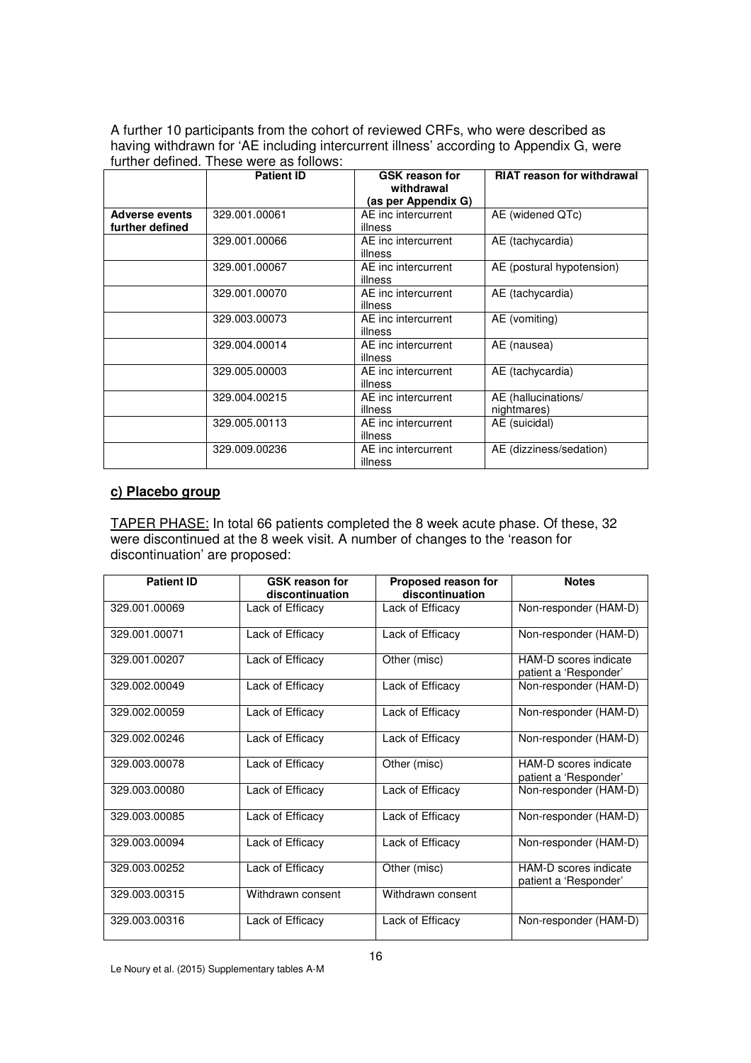A further 10 participants from the cohort of reviewed CRFs, who were described as having withdrawn for 'AE including intercurrent illness' according to Appendix G, were further defined. These were as follows:

| | Patient ID | GSK reason for withdrawal (as per Appendix G) | RIAT reason for withdrawal |
|---|---|---|---|
| **Adverse events further defined** | 329.001.00061 | AE inc intercurrent illness | AE (widened QTc) |
| | 329.001.00066 | AE inc intercurrent illness | AE (tachycardia) |
| | 329.001.00067 | AE inc intercurrent illness | AE (postural hypotension) |
| | 329.001.00070 | AE inc intercurrent illness | AE (tachycardia) |
| | 329.003.00073 | AE inc intercurrent illness | AE (vomiting) |
| | 329.004.00014 | AE inc intercurrent illness | AE (nausea) |
| | 329.005.00003 | AE inc intercurrent illness | AE (tachycardia) |
| | 329.004.00215 | AE inc intercurrent illness | AE (hallucinations/ nightmares) |
| | 329.005.00113 | AE inc intercurrent illness | AE (suicidal) |
| | 329.009.00236 | AE inc intercurrent illness | AE (dizziness/sedation) |

**c) Placebo group**

TAPER PHASE: In total 66 patients completed the 8 week acute phase. Of these, 32 were discontinued at the 8 week visit. A number of changes to the 'reason for discontinuation' are proposed:

| Patient ID | GSK reason for discontinuation | Proposed reason for discontinuation | Notes |
|---|---|---|---|
| 329.001.00069 | Lack of Efficacy | Lack of Efficacy | Non-responder (HAM-D) |
| 329.001.00071 | Lack of Efficacy | Lack of Efficacy | Non-responder (HAM-D) |
| 329.001.00207 | Lack of Efficacy | Other (misc) | HAM-D scores indicate patient a 'Responder' |
| 329.002.00049 | Lack of Efficacy | Lack of Efficacy | Non-responder (HAM-D) |
| 329.002.00059 | Lack of Efficacy | Lack of Efficacy | Non-responder (HAM-D) |
| 329.002.00246 | Lack of Efficacy | Lack of Efficacy | Non-responder (HAM-D) |
| 329.003.00078 | Lack of Efficacy | Other (misc) | HAM-D scores indicate patient a 'Responder' |
| 329.003.00080 | Lack of Efficacy | Lack of Efficacy | Non-responder (HAM-D) |
| 329.003.00085 | Lack of Efficacy | Lack of Efficacy | Non-responder (HAM-D) |
| 329.003.00094 | Lack of Efficacy | Lack of Efficacy | Non-responder (HAM-D) |
| 329.003.00252 | Lack of Efficacy | Other (misc) | HAM-D scores indicate patient a 'Responder' |
| 329.003.00315 | Withdrawn consent | Withdrawn consent | |
| 329.003.00316 | Lack of Efficacy | Lack of Efficacy | Non-responder (HAM-D) |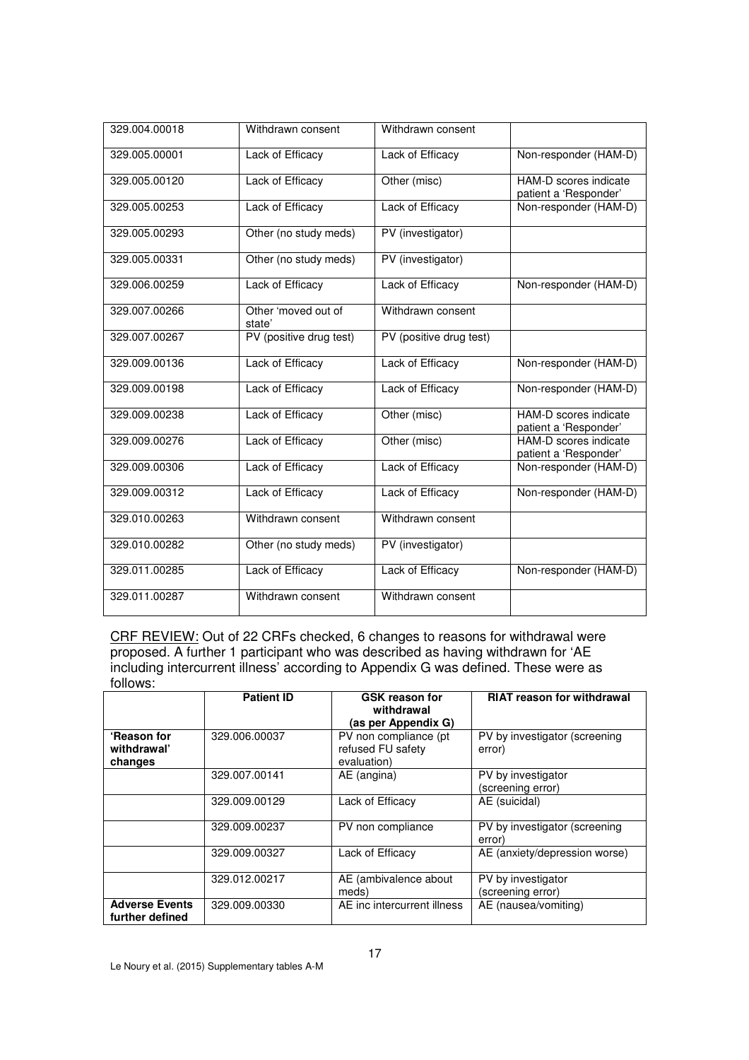| | | | |
|---|---|---|---|
| 329.004.00018 | Withdrawn consent | Withdrawn consent | |
| 329.005.00001 | Lack of Efficacy | Lack of Efficacy | Non-responder (HAM-D) |
| 329.005.00120 | Lack of Efficacy | Other (misc) | HAM-D scores indicate patient a 'Responder' |
| 329.005.00253 | Lack of Efficacy | Lack of Efficacy | Non-responder (HAM-D) |
| 329.005.00293 | Other (no study meds) | PV (investigator) | |
| 329.005.00331 | Other (no study meds) | PV (investigator) | |
| 329.006.00259 | Lack of Efficacy | Lack of Efficacy | Non-responder (HAM-D) |
| 329.007.00266 | Other 'moved out of state' | Withdrawn consent | |
| 329.007.00267 | PV (positive drug test) | PV (positive drug test) | |
| 329.009.00136 | Lack of Efficacy | Lack of Efficacy | Non-responder (HAM-D) |
| 329.009.00198 | Lack of Efficacy | Lack of Efficacy | Non-responder (HAM-D) |
| 329.009.00238 | Lack of Efficacy | Other (misc) | HAM-D scores indicate patient a 'Responder' |
| 329.009.00276 | Lack of Efficacy | Other (misc) | HAM-D scores indicate patient a 'Responder' |
| 329.009.00306 | Lack of Efficacy | Lack of Efficacy | Non-responder (HAM-D) |
| 329.009.00312 | Lack of Efficacy | Lack of Efficacy | Non-responder (HAM-D) |
| 329.010.00263 | Withdrawn consent | Withdrawn consent | |
| 329.010.00282 | Other (no study meds) | PV (investigator) | |
| 329.011.00285 | Lack of Efficacy | Lack of Efficacy | Non-responder (HAM-D) |
| 329.011.00287 | Withdrawn consent | Withdrawn consent | |

<u>CRF REVIEW:</u> Out of 22 CRFs checked, 6 changes to reasons for withdrawal were proposed. A further 1 participant who was described as having withdrawn for 'AE including intercurrent illness' according to Appendix G was defined. These were as follows:

| | Patient ID | GSK reason for withdrawal (as per Appendix G) | RIAT reason for withdrawal |
|---|---|---|---|
| **'Reason for withdrawal' changes** | 329.006.00037 | PV non compliance (pt refused FU safety evaluation) | PV by investigator (screening error) |
| | 329.007.00141 | AE (angina) | PV by investigator (screening error) |
| | 329.009.00129 | Lack of Efficacy | AE (suicidal) |
| | 329.009.00237 | PV non compliance | PV by investigator (screening error) |
| | 329.009.00327 | Lack of Efficacy | AE (anxiety/depression worse) |
| | 329.012.00217 | AE (ambivalence about meds) | PV by investigator (screening error) |
| **Adverse Events further defined** | 329.009.00330 | AE inc intercurrent illness | AE (nausea/vomiting) |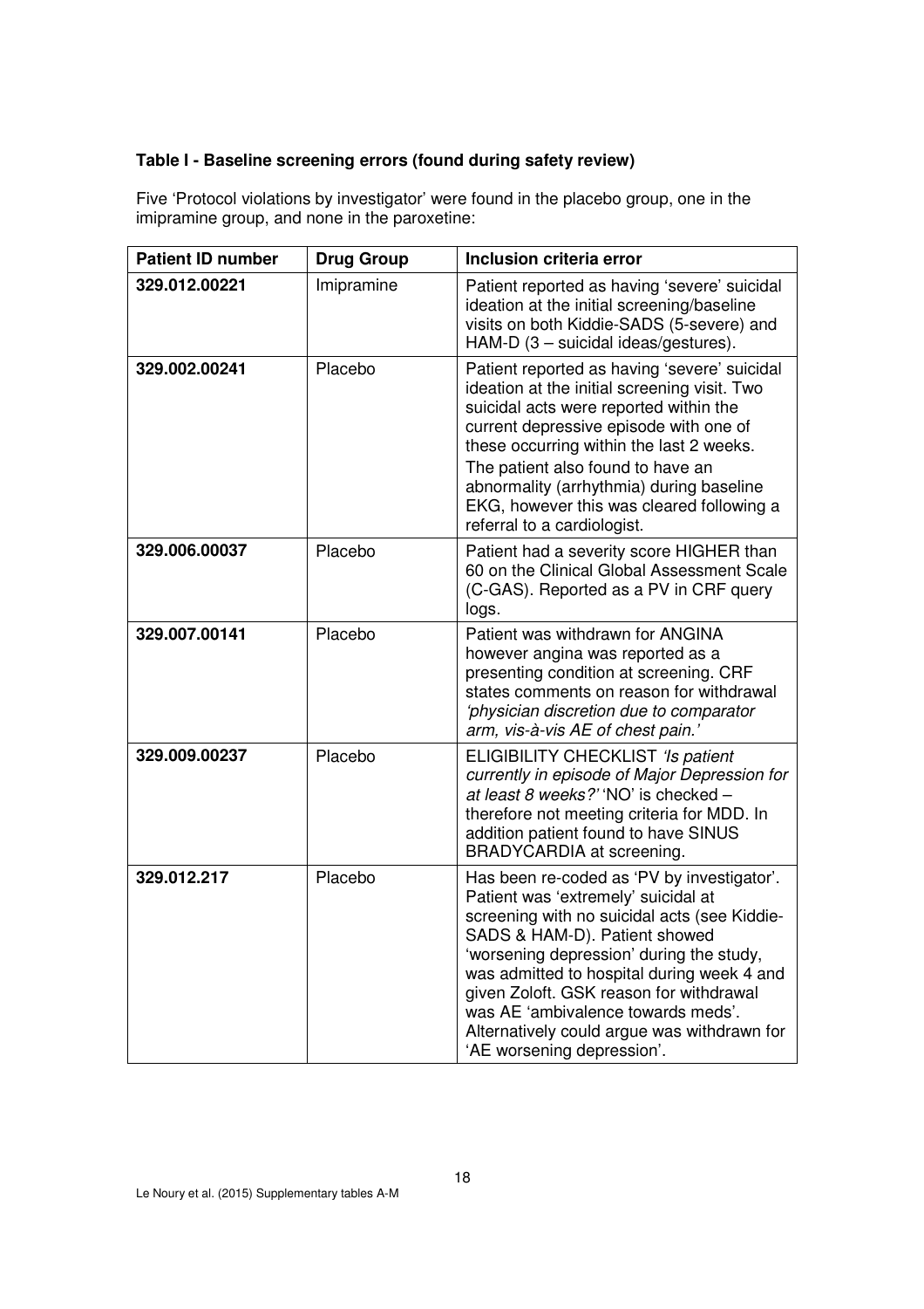**Table I - Baseline screening errors (found during safety review)**

Five 'Protocol violations by investigator' were found in the placebo group, one in the imipramine group, and none in the paroxetine:

| Patient ID number | Drug Group | Inclusion criteria error |
|---|---|---|
| **329.012.00221** | Imipramine | Patient reported as having 'severe' suicidal ideation at the initial screening/baseline visits on both Kiddie-SADS (5-severe) and HAM-D (3 – suicidal ideas/gestures). |
| **329.002.00241** | Placebo | Patient reported as having 'severe' suicidal ideation at the initial screening visit. Two suicidal acts were reported within the current depressive episode with one of these occurring within the last 2 weeks. The patient also found to have an abnormality (arrhythmia) during baseline EKG, however this was cleared following a referral to a cardiologist. |
| **329.006.00037** | Placebo | Patient had a severity score HIGHER than 60 on the Clinical Global Assessment Scale (C-GAS). Reported as a PV in CRF query logs. |
| **329.007.00141** | Placebo | Patient was withdrawn for ANGINA however angina was reported as a presenting condition at screening. CRF states comments on reason for withdrawal *'physician discretion due to comparator arm, vis-à-vis AE of chest pain.'* |
| **329.009.00237** | Placebo | ELIGIBILITY CHECKLIST *'Is patient currently in episode of Major Depression for at least 8 weeks?'* 'NO' is checked – therefore not meeting criteria for MDD. In addition patient found to have SINUS BRADYCARDIA at screening. |
| **329.012.217** | Placebo | Has been re-coded as 'PV by investigator'. Patient was 'extremely' suicidal at screening with no suicidal acts (see Kiddie-SADS & HAM-D). Patient showed 'worsening depression' during the study, was admitted to hospital during week 4 and given Zoloft. GSK reason for withdrawal was AE 'ambivalence towards meds'. Alternatively could argue was withdrawn for 'AE worsening depression'. |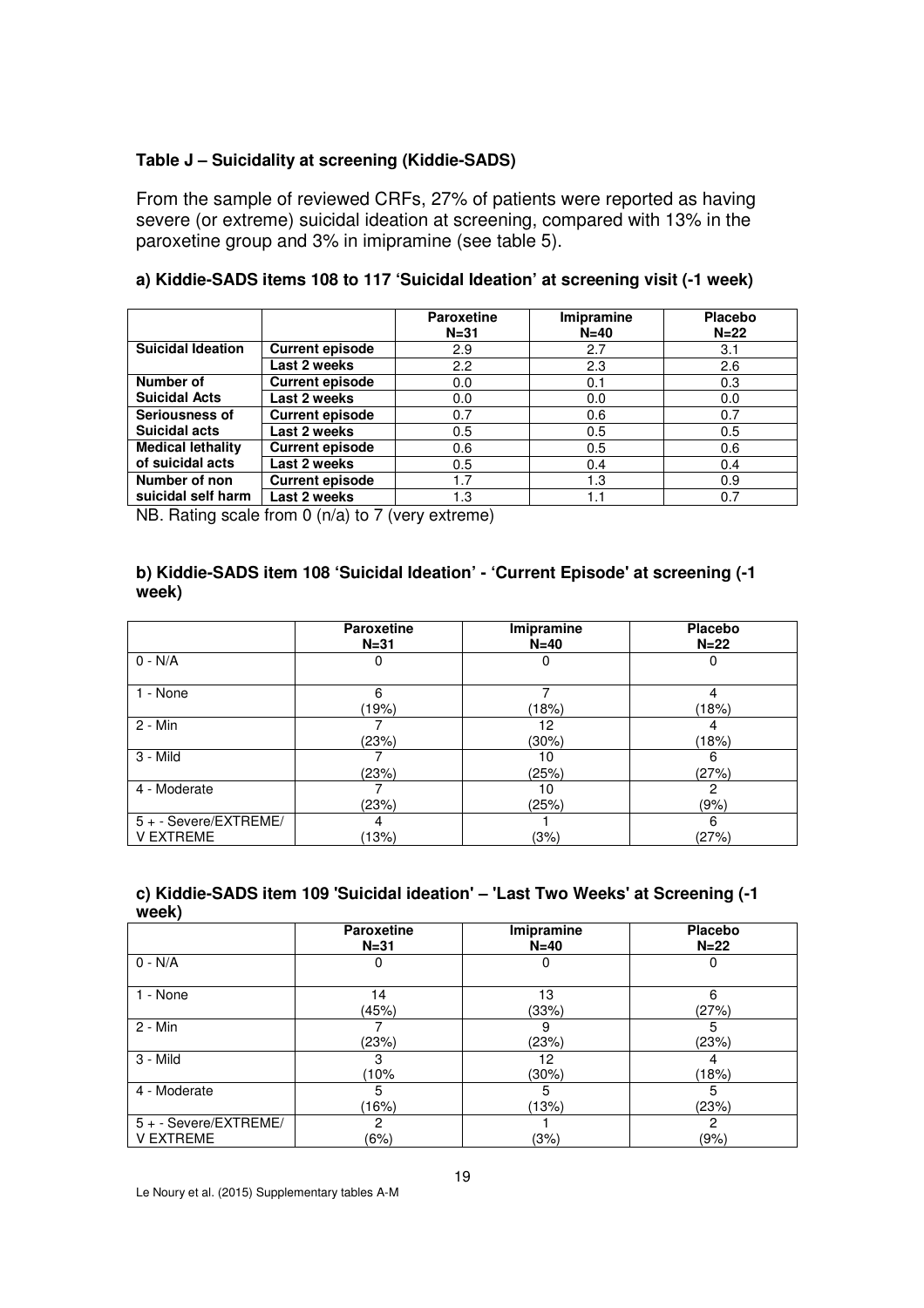**Table J – Suicidality at screening (Kiddie-SADS)**

From the sample of reviewed CRFs, 27% of patients were reported as having severe (or extreme) suicidal ideation at screening, compared with 13% in the paroxetine group and 3% in imipramine (see table 5).

**a) Kiddie-SADS items 108 to 117 'Suicidal Ideation' at screening visit (-1 week)**

| | | Paroxetine N=31 | Imipramine N=40 | Placebo N=22 |
|---|---|---|---|---|
| **Suicidal Ideation** | **Current episode** | 2.9 | 2.7 | 3.1 |
| | **Last 2 weeks** | 2.2 | 2.3 | 2.6 |
| **Number of Suicidal Acts** | **Current episode** | 0.0 | 0.1 | 0.3 |
| | **Last 2 weeks** | 0.0 | 0.0 | 0.0 |
| **Seriousness of Suicidal acts** | **Current episode** | 0.7 | 0.6 | 0.7 |
| | **Last 2 weeks** | 0.5 | 0.5 | 0.5 |
| **Medical lethality of suicidal acts** | **Current episode** | 0.6 | 0.5 | 0.6 |
| | **Last 2 weeks** | 0.5 | 0.4 | 0.4 |
| **Number of non suicidal self harm** | **Current episode** | 1.7 | 1.3 | 0.9 |
| | **Last 2 weeks** | 1.3 | 1.1 | 0.7 |

NB. Rating scale from 0 (n/a) to 7 (very extreme)

**b) Kiddie-SADS item 108 'Suicidal Ideation' - 'Current Episode' at screening (-1 week)**

| | Paroxetine N=31 | Imipramine N=40 | Placebo N=22 |
|---|---|---|---|
| 0 - N/A | 0 | 0 | 0 |
| 1 - None | 6 (19%) | 7 (18%) | 4 (18%) |
| 2 - Min | 7 (23%) | 12 (30%) | 4 (18%) |
| 3 - Mild | 7 (23%) | 10 (25%) | 6 (27%) |
| 4 - Moderate | 7 (23%) | 10 (25%) | 2 (9%) |
| 5 + - Severe/EXTREME/ V EXTREME | 4 (13%) | 1 (3%) | 6 (27%) |

**c) Kiddie-SADS item 109 'Suicidal ideation' – 'Last Two Weeks' at Screening (-1 week)**

| | Paroxetine N=31 | Imipramine N=40 | Placebo N=22 |
|---|---|---|---|
| 0 - N/A | 0 | 0 | 0 |
| 1 - None | 14 (45%) | 13 (33%) | 6 (27%) |
| 2 - Min | 7 (23%) | 9 (23%) | 5 (23%) |
| 3 - Mild | 3 (10% | 12 (30%) | 4 (18%) |
| 4 - Moderate | 5 (16%) | 5 (13%) | 5 (23%) |
| 5 + - Severe/EXTREME/ V EXTREME | 2 (6%) | 1 (3%) | 2 (9%) |

Le Noury et al. (2015) Supplementary tables A-M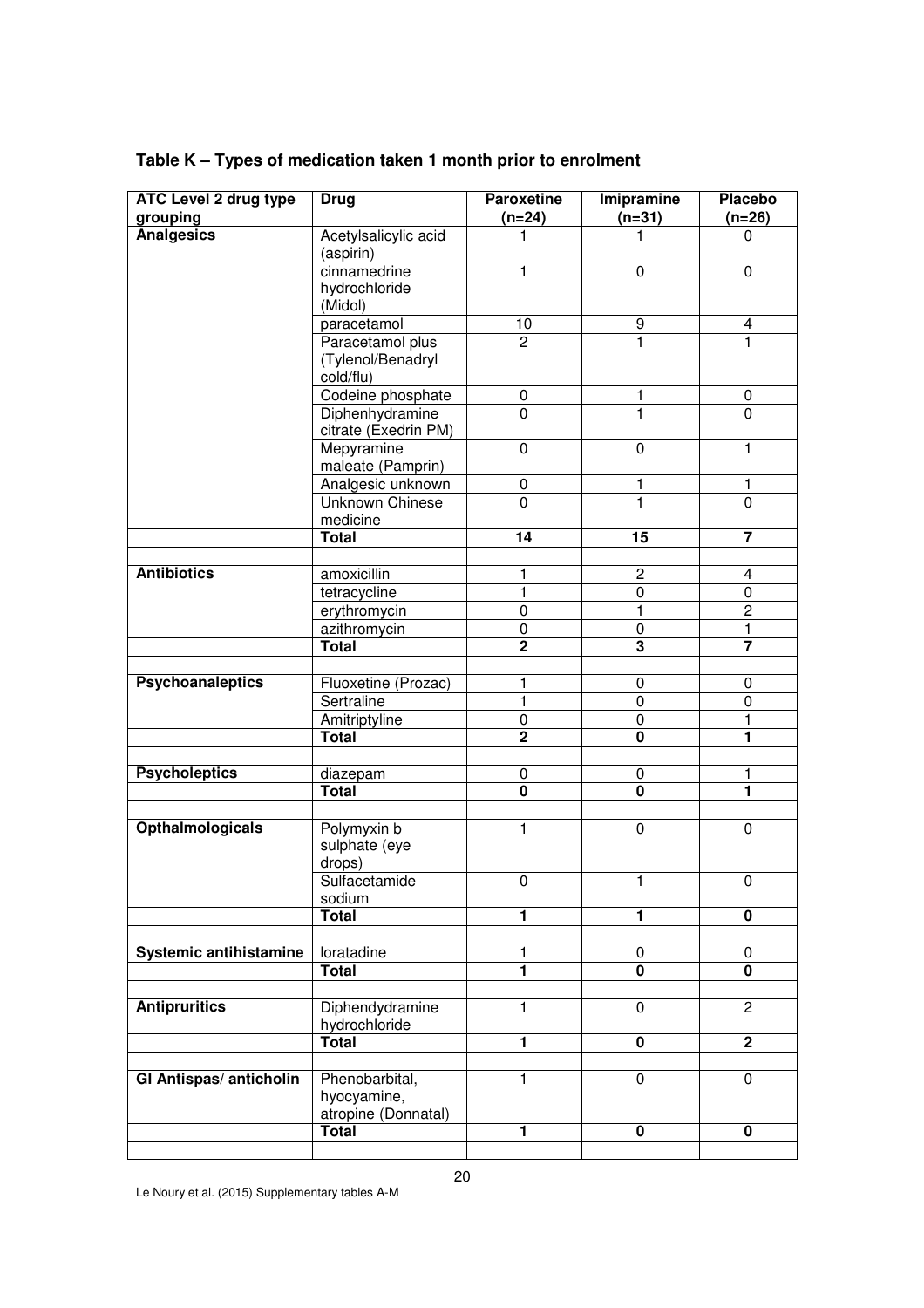## Table K – Types of medication taken 1 month prior to enrolment

| ATC Level 2 drug type grouping | Drug | Paroxetine (n=24) | Imipramine (n=31) | Placebo (n=26) |
|---|---|---|---|---|
| **Analgesics** | Acetylsalicylic acid (aspirin) | 1 | 1 | 0 |
| | cinnamedrine hydrochloride (Midol) | 1 | 0 | 0 |
| | paracetamol | 10 | 9 | 4 |
| | Paracetamol plus (Tylenol/Benadryl cold/flu) | 2 | 1 | 1 |
| | Codeine phosphate | 0 | 1 | 0 |
| | Diphenhydramine citrate (Exedrin PM) | 0 | 1 | 0 |
| | Mepyramine maleate (Pamprin) | 0 | 0 | 1 |
| | Analgesic unknown | 0 | 1 | 1 |
| | Unknown Chinese medicine | 0 | 1 | 0 |
| | **Total** | **14** | **15** | **7** |
| | | | | |
| **Antibiotics** | amoxicillin | 1 | 2 | 4 |
| | tetracycline | 1 | 0 | 0 |
| | erythromycin | 0 | 1 | 2 |
| | azithromycin | 0 | 0 | 1 |
| | **Total** | **2** | **3** | **7** |
| | | | | |
| **Psychoanaleptics** | Fluoxetine (Prozac) | 1 | 0 | 0 |
| | Sertraline | 1 | 0 | 0 |
| | Amitriptyline | 0 | 0 | 1 |
| | **Total** | **2** | **0** | **1** |
| | | | | |
| **Psycholeptics** | diazepam | 0 | 0 | 1 |
| | **Total** | **0** | **0** | **1** |
| | | | | |
| **Opthalmologicals** | Polymyxin b sulphate (eye drops) | 1 | 0 | 0 |
| | Sulfacetamide sodium | 0 | 1 | 0 |
| | **Total** | **1** | **1** | **0** |
| | | | | |
| **Systemic antihistamine** | loratadine | 1 | 0 | 0 |
| | **Total** | **1** | **0** | **0** |
| | | | | |
| **Antipruritics** | Diphendydramine hydrochloride | 1 | 0 | 2 |
| | **Total** | **1** | **0** | **2** |
| | | | | |
| **GI Antispas/ anticholin** | Phenobarbital, hyocyamine, atropine (Donnatal) | 1 | 0 | 0 |
| | **Total** | **1** | **0** | **0** |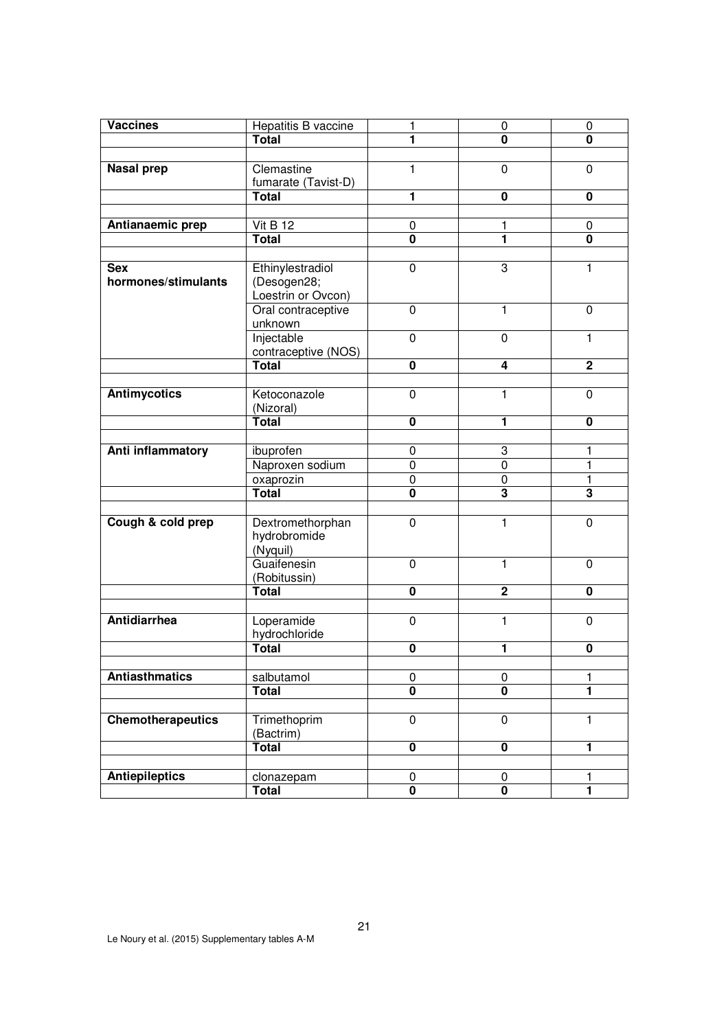| | | | | |
|---|---|---|---|---|
| **Vaccines** | Hepatitis B vaccine | 1 | 0 | 0 |
| | **Total** | **1** | **0** | **0** |
| | | | | |
| **Nasal prep** | Clemastine fumarate (Tavist-D) | 1 | 0 | 0 |
| | **Total** | **1** | **0** | **0** |
| | | | | |
| **Antianaemic prep** | Vit B 12 | 0 | 1 | 0 |
| | **Total** | **0** | **1** | **0** |
| | | | | |
| **Sex hormones/stimulants** | Ethinylestradiol (Desogen28; Loestrin or Ovcon) | 0 | 3 | 1 |
| | Oral contraceptive unknown | 0 | 1 | 0 |
| | Injectable contraceptive (NOS) | 0 | 0 | 1 |
| | **Total** | **0** | **4** | **2** |
| | | | | |
| **Antimycotics** | Ketoconazole (Nizoral) | 0 | 1 | 0 |
| | **Total** | **0** | **1** | **0** |
| | | | | |
| **Anti inflammatory** | ibuprofen | 0 | 3 | 1 |
| | Naproxen sodium | 0 | 0 | 1 |
| | oxaprozin | 0 | 0 | 1 |
| | **Total** | **0** | **3** | **3** |
| | | | | |
| **Cough & cold prep** | Dextromethorphan hydrobromide (Nyquil) | 0 | 1 | 0 |
| | Guaifenesin (Robitussin) | 0 | 1 | 0 |
| | **Total** | **0** | **2** | **0** |
| | | | | |
| **Antidiarrhea** | Loperamide hydrochloride | 0 | 1 | 0 |
| | **Total** | **0** | **1** | **0** |
| | | | | |
| **Antiasthmatics** | salbutamol | 0 | 0 | 1 |
| | **Total** | **0** | **0** | **1** |
| | | | | |
| **Chemotherapeutics** | Trimethoprim (Bactrim) | 0 | 0 | 1 |
| | **Total** | **0** | **0** | **1** |
| | | | | |
| **Antiepileptics** | clonazepam | 0 | 0 | 1 |
| | **Total** | **0** | **0** | **1** |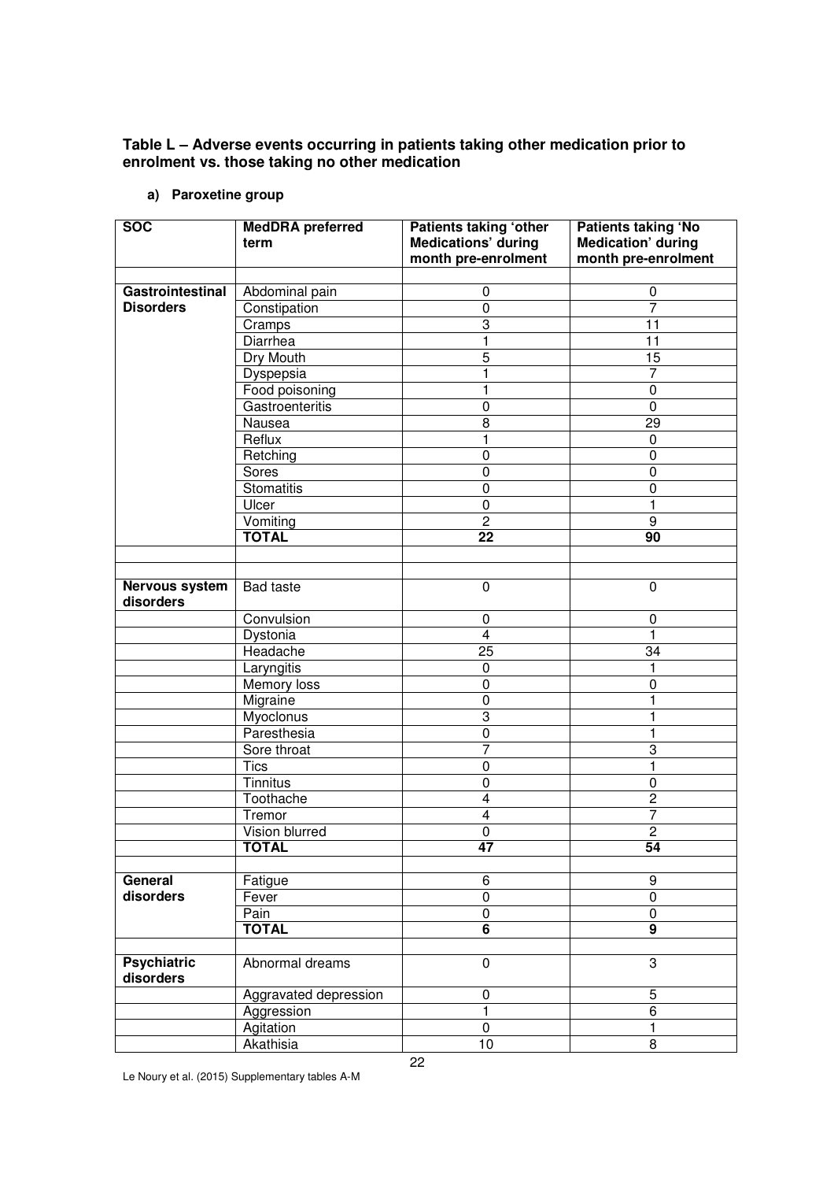**Table L – Adverse events occurring in patients taking other medication prior to enrolment vs. those taking no other medication**

**a) Paroxetine group**

| SOC | MedDRA preferred term | Patients taking 'other Medications' during month pre-enrolment | Patients taking 'No Medication' during month pre-enrolment |
|---|---|---|---|
| | | | |
| **Gastrointestinal Disorders** | Abdominal pain | 0 | 0 |
| | Constipation | 0 | 7 |
| | Cramps | 3 | 11 |
| | Diarrhea | 1 | 11 |
| | Dry Mouth | 5 | 15 |
| | Dyspepsia | 1 | 7 |
| | Food poisoning | 1 | 0 |
| | Gastroenteritis | 0 | 0 |
| | Nausea | 8 | 29 |
| | Reflux | 1 | 0 |
| | Retching | 0 | 0 |
| | Sores | 0 | 0 |
| | Stomatitis | 0 | 0 |
| | Ulcer | 0 | 1 |
| | Vomiting | 2 | 9 |
| | **TOTAL** | **22** | **90** |
| | | | |
| | | | |
| **Nervous system disorders** | Bad taste | 0 | 0 |
| | Convulsion | 0 | 0 |
| | Dystonia | 4 | 1 |
| | Headache | 25 | 34 |
| | Laryngitis | 0 | 1 |
| | Memory loss | 0 | 0 |
| | Migraine | 0 | 1 |
| | Myoclonus | 3 | 1 |
| | Paresthesia | 0 | 1 |
| | Sore throat | 7 | 3 |
| | Tics | 0 | 1 |
| | Tinnitus | 0 | 0 |
| | Toothache | 4 | 2 |
| | Tremor | 4 | 7 |
| | Vision blurred | 0 | 2 |
| | **TOTAL** | **47** | **54** |
| | | | |
| **General disorders** | Fatigue | 6 | 9 |
| | Fever | 0 | 0 |
| | Pain | 0 | 0 |
| | **TOTAL** | **6** | **9** |
| | | | |
| **Psychiatric disorders** | Abnormal dreams | 0 | 3 |
| | Aggravated depression | 0 | 5 |
| | Aggression | 1 | 6 |
| | Agitation | 0 | 1 |
| | Akathisia | 10 | 8 |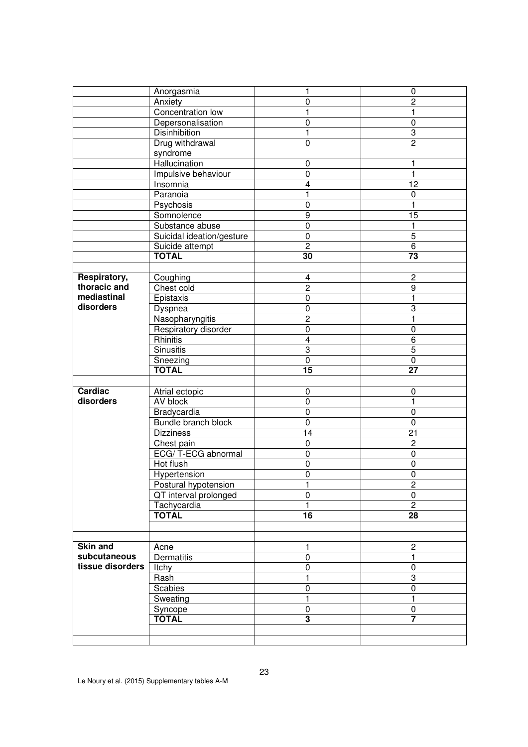| | | | |
|---|---|---|---|
| | Anorgasmia | 1 | 0 |
| | Anxiety | 0 | 2 |
| | Concentration low | 1 | 1 |
| | Depersonalisation | 0 | 0 |
| | Disinhibition | 1 | 3 |
| | Drug withdrawal syndrome | 0 | 2 |
| | Hallucination | 0 | 1 |
| | Impulsive behaviour | 0 | 1 |
| | Insomnia | 4 | 12 |
| | Paranoia | 1 | 0 |
| | Psychosis | 0 | 1 |
| | Somnolence | 9 | 15 |
| | Substance abuse | 0 | 1 |
| | Suicidal ideation/gesture | 0 | 5 |
| | Suicide attempt | 2 | 6 |
| | **TOTAL** | **30** | **73** |
| | | | |
| **Respiratory, thoracic and mediastinal disorders** | Coughing | 4 | 2 |
| | Chest cold | 2 | 9 |
| | Epistaxis | 0 | 1 |
| | Dyspnea | 0 | 3 |
| | Nasopharyngitis | 2 | 1 |
| | Respiratory disorder | 0 | 0 |
| | Rhinitis | 4 | 6 |
| | Sinusitis | 3 | 5 |
| | Sneezing | 0 | 0 |
| | **TOTAL** | **15** | **27** |
| | | | |
| **Cardiac disorders** | Atrial ectopic | 0 | 0 |
| | AV block | 0 | 1 |
| | Bradycardia | 0 | 0 |
| | Bundle branch block | 0 | 0 |
| | Dizziness | 14 | 21 |
| | Chest pain | 0 | 2 |
| | ECG/ T-ECG abnormal | 0 | 0 |
| | Hot flush | 0 | 0 |
| | Hypertension | 0 | 0 |
| | Postural hypotension | 1 | 2 |
| | QT interval prolonged | 0 | 0 |
| | Tachycardia | 1 | 2 |
| | **TOTAL** | **16** | **28** |
| | | | |
| | | | |
| **Skin and subcutaneous tissue disorders** | Acne | 1 | 2 |
| | Dermatitis | 0 | 1 |
| | Itchy | 0 | 0 |
| | Rash | 1 | 3 |
| | Scabies | 0 | 0 |
| | Sweating | 1 | 1 |
| | Syncope | 0 | 0 |
| | **TOTAL** | **3** | **7** |
| | | | |
| | | | |

Le Noury et al. (2015) Supplementary tables A-M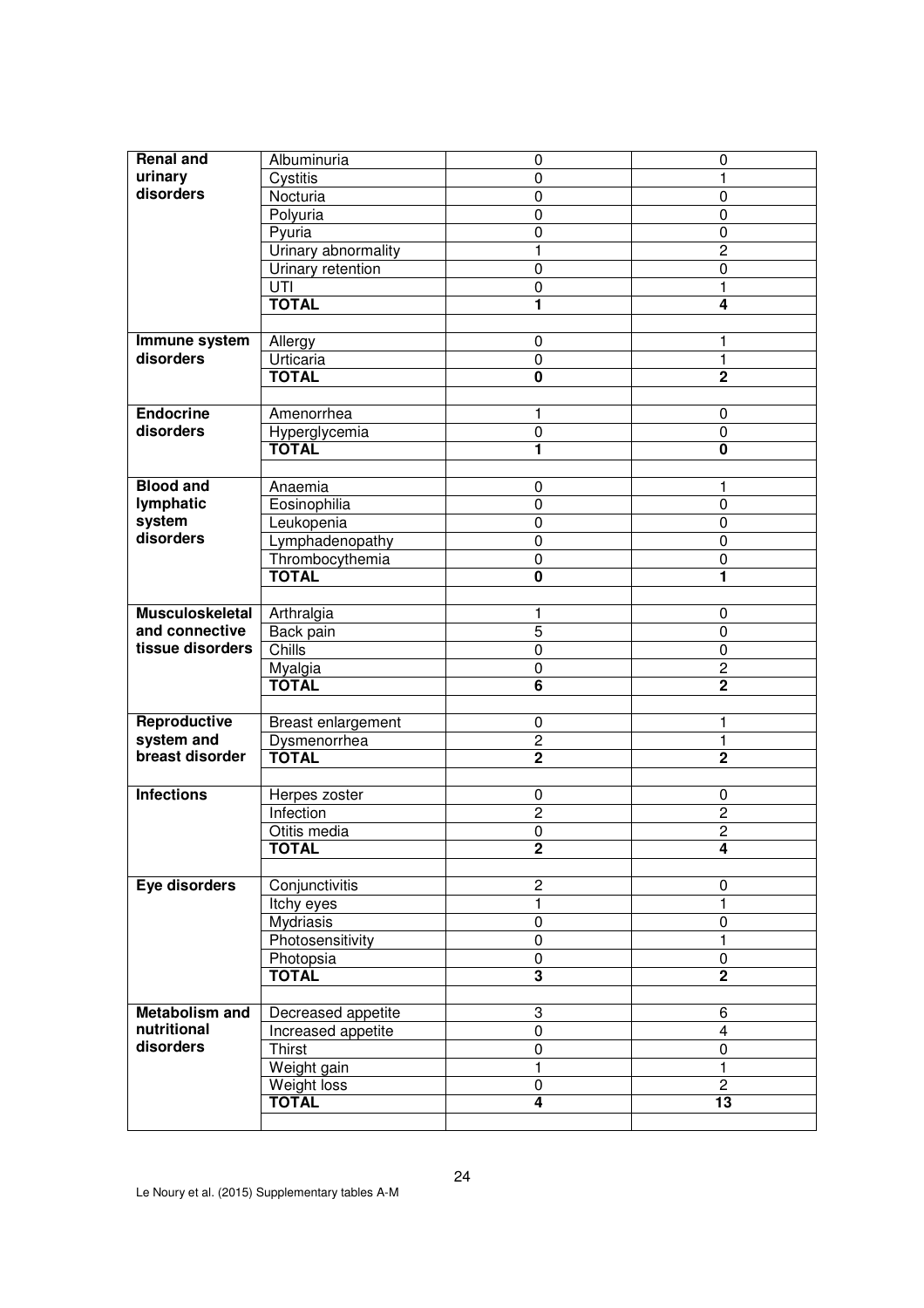| | | | |
|---|---|---|---|
| **Renal and urinary disorders** | Albuminuria | 0 | 0 |
| | Cystitis | 0 | 1 |
| | Nocturia | 0 | 0 |
| | Polyuria | 0 | 0 |
| | Pyuria | 0 | 0 |
| | Urinary abnormality | 1 | 2 |
| | Urinary retention | 0 | 0 |
| | UTI | 0 | 1 |
| | **TOTAL** | **1** | **4** |
| | | | |
| **Immune system disorders** | Allergy | 0 | 1 |
| | Urticaria | 0 | 1 |
| | **TOTAL** | **0** | **2** |
| | | | |
| **Endocrine disorders** | Amenorrhea | 1 | 0 |
| | Hyperglycemia | 0 | 0 |
| | **TOTAL** | **1** | **0** |
| | | | |
| **Blood and lymphatic system disorders** | Anaemia | 0 | 1 |
| | Eosinophilia | 0 | 0 |
| | Leukopenia | 0 | 0 |
| | Lymphadenopathy | 0 | 0 |
| | Thrombocythemia | 0 | 0 |
| | **TOTAL** | **0** | **1** |
| | | | |
| **Musculoskeletal and connective tissue disorders** | Arthralgia | 1 | 0 |
| | Back pain | 5 | 0 |
| | Chills | 0 | 0 |
| | Myalgia | 0 | 2 |
| | **TOTAL** | **6** | **2** |
| | | | |
| **Reproductive system and breast disorder** | Breast enlargement | 0 | 1 |
| | Dysmenorrhea | 2 | 1 |
| | **TOTAL** | **2** | **2** |
| | | | |
| **Infections** | Herpes zoster | 0 | 0 |
| | Infection | 2 | 2 |
| | Otitis media | 0 | 2 |
| | **TOTAL** | **2** | **4** |
| | | | |
| **Eye disorders** | Conjunctivitis | 2 | 0 |
| | Itchy eyes | 1 | 1 |
| | Mydriasis | 0 | 0 |
| | Photosensitivity | 0 | 1 |
| | Photopsia | 0 | 0 |
| | **TOTAL** | **3** | **2** |
| | | | |
| **Metabolism and nutritional disorders** | Decreased appetite | 3 | 6 |
| | Increased appetite | 0 | 4 |
| | Thirst | 0 | 0 |
| | Weight gain | 1 | 1 |
| | Weight loss | 0 | 2 |
| | **TOTAL** | **4** | **13** |

Le Noury et al. (2015) Supplementary tables A-M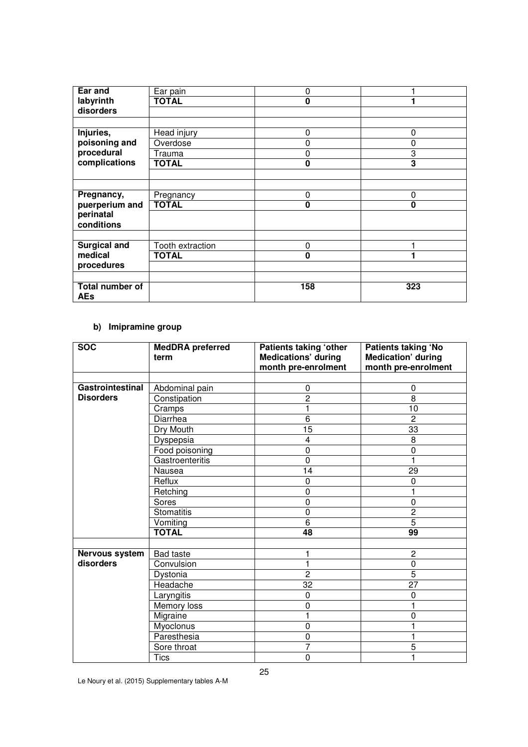| | | | |
|---|---|---|---|
| **Ear and labyrinth disorders** | Ear pain | 0 | 1 |
| | **TOTAL** | **0** | **1** |
| | | | |
| | | | |
| **Injuries, poisoning and procedural complications** | Head injury | 0 | 0 |
| | Overdose | 0 | 0 |
| | Trauma | 0 | 3 |
| | **TOTAL** | **0** | **3** |
| | | | |
| | | | |
| **Pregnancy, puerperium and perinatal conditions** | Pregnancy | 0 | 0 |
| | **TOTAL** | **0** | **0** |
| | | | |
| | | | |
| **Surgical and medical procedures** | Tooth extraction | 0 | 1 |
| | **TOTAL** | **0** | **1** |
| | | | |
| | | | |
| **Total number of AEs** | | **158** | **323** |

**b) Imipramine group**

| SOC | MedDRA preferred term | Patients taking 'other Medications' during month pre-enrolment | Patients taking 'No Medication' during month pre-enrolment |
|---|---|---|---|
| | | | |
| **Gastrointestinal Disorders** | Abdominal pain | 0 | 0 |
| | Constipation | 2 | 8 |
| | Cramps | 1 | 10 |
| | Diarrhea | 6 | 2 |
| | Dry Mouth | 15 | 33 |
| | Dyspepsia | 4 | 8 |
| | Food poisoning | 0 | 0 |
| | Gastroenteritis | 0 | 1 |
| | Nausea | 14 | 29 |
| | Reflux | 0 | 0 |
| | Retching | 0 | 1 |
| | Sores | 0 | 0 |
| | Stomatitis | 0 | 2 |
| | Vomiting | 6 | 5 |
| | **TOTAL** | **48** | **99** |
| | | | |
| **Nervous system disorders** | Bad taste | 1 | 2 |
| | Convulsion | 1 | 0 |
| | Dystonia | 2 | 5 |
| | Headache | 32 | 27 |
| | Laryngitis | 0 | 0 |
| | Memory loss | 0 | 1 |
| | Migraine | 1 | 0 |
| | Myoclonus | 0 | 1 |
| | Paresthesia | 0 | 1 |
| | Sore throat | 7 | 5 |
| | Tics | 0 | 1 |

Le Noury et al. (2015) Supplementary tables A-M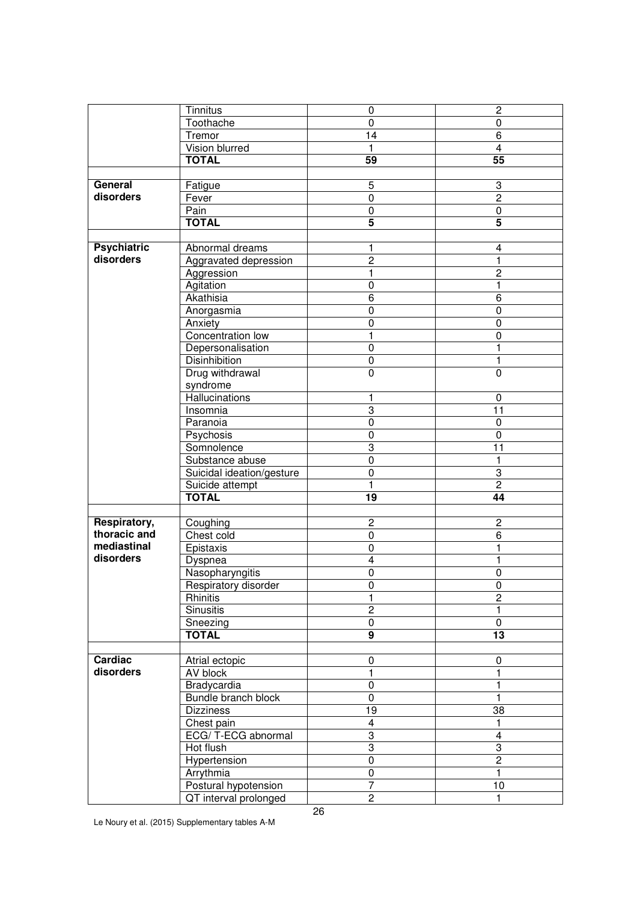| | | | |
|---|---|---|---|
| | Tinnitus | 0 | 2 |
| | Toothache | 0 | 0 |
| | Tremor | 14 | 6 |
| | Vision blurred | 1 | 4 |
| | **TOTAL** | **59** | **55** |
| | | | |
| **General disorders** | Fatigue | 5 | 3 |
| | Fever | 0 | 2 |
| | Pain | 0 | 0 |
| | **TOTAL** | **5** | **5** |
| | | | |
| **Psychiatric disorders** | Abnormal dreams | 1 | 4 |
| | Aggravated depression | 2 | 1 |
| | Aggression | 1 | 2 |
| | Agitation | 0 | 1 |
| | Akathisia | 6 | 6 |
| | Anorgasmia | 0 | 0 |
| | Anxiety | 0 | 0 |
| | Concentration low | 1 | 0 |
| | Depersonalisation | 0 | 1 |
| | Disinhibition | 0 | 1 |
| | Drug withdrawal syndrome | 0 | 0 |
| | Hallucinations | 1 | 0 |
| | Insomnia | 3 | 11 |
| | Paranoia | 0 | 0 |
| | Psychosis | 0 | 0 |
| | Somnolence | 3 | 11 |
| | Substance abuse | 0 | 1 |
| | Suicidal ideation/gesture | 0 | 3 |
| | Suicide attempt | 1 | 2 |
| | **TOTAL** | **19** | **44** |
| | | | |
| **Respiratory, thoracic and mediastinal disorders** | Coughing | 2 | 2 |
| | Chest cold | 0 | 6 |
| | Epistaxis | 0 | 1 |
| | Dyspnea | 4 | 1 |
| | Nasopharyngitis | 0 | 0 |
| | Respiratory disorder | 0 | 0 |
| | Rhinitis | 1 | 2 |
| | Sinusitis | 2 | 1 |
| | Sneezing | 0 | 0 |
| | **TOTAL** | **9** | **13** |
| | | | |
| **Cardiac disorders** | Atrial ectopic | 0 | 0 |
| | AV block | 1 | 1 |
| | Bradycardia | 0 | 1 |
| | Bundle branch block | 0 | 1 |
| | Dizziness | 19 | 38 |
| | Chest pain | 4 | 1 |
| | ECG/ T-ECG abnormal | 3 | 4 |
| | Hot flush | 3 | 3 |
| | Hypertension | 0 | 2 |
| | Arrythmia | 0 | 1 |
| | Postural hypotension | 7 | 10 |
| | QT interval prolonged | 2 | 1 |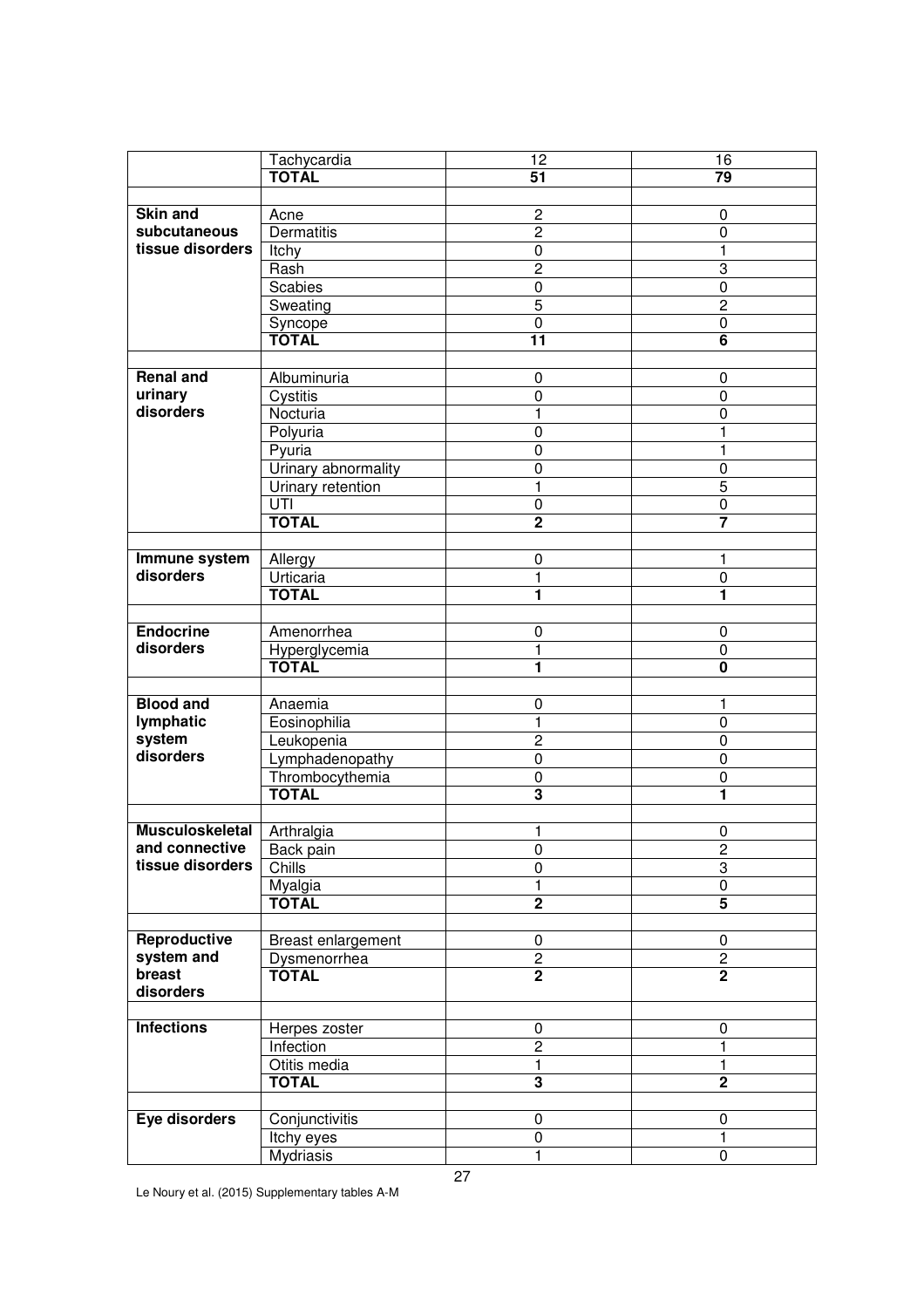| | | | |
|---|---|---|---|
| | Tachycardia | 12 | 16 |
| | **TOTAL** | **51** | **79** |
| | | | |
| **Skin and subcutaneous tissue disorders** | Acne | 2 | 0 |
| | Dermatitis | 2 | 0 |
| | Itchy | 0 | 1 |
| | Rash | 2 | 3 |
| | Scabies | 0 | 0 |
| | Sweating | 5 | 2 |
| | Syncope | 0 | 0 |
| | **TOTAL** | **11** | **6** |
| | | | |
| **Renal and urinary disorders** | Albuminuria | 0 | 0 |
| | Cystitis | 0 | 0 |
| | Nocturia | 1 | 0 |
| | Polyuria | 0 | 1 |
| | Pyuria | 0 | 1 |
| | Urinary abnormality | 0 | 0 |
| | Urinary retention | 1 | 5 |
| | UTI | 0 | 0 |
| | **TOTAL** | **2** | **7** |
| | | | |
| **Immune system disorders** | Allergy | 0 | 1 |
| | Urticaria | 1 | 0 |
| | **TOTAL** | **1** | **1** |
| | | | |
| **Endocrine disorders** | Amenorrhea | 0 | 0 |
| | Hyperglycemia | 1 | 0 |
| | **TOTAL** | **1** | **0** |
| | | | |
| **Blood and lymphatic system disorders** | Anaemia | 0 | 1 |
| | Eosinophilia | 1 | 0 |
| | Leukopenia | 2 | 0 |
| | Lymphadenopathy | 0 | 0 |
| | Thrombocythemia | 0 | 0 |
| | **TOTAL** | **3** | **1** |
| | | | |
| **Musculoskeletal and connective tissue disorders** | Arthralgia | 1 | 0 |
| | Back pain | 0 | 2 |
| | Chills | 0 | 3 |
| | Myalgia | 1 | 0 |
| | **TOTAL** | **2** | **5** |
| | | | |
| **Reproductive system and breast disorders** | Breast enlargement | 0 | 0 |
| | Dysmenorrhea | 2 | 2 |
| | **TOTAL** | **2** | **2** |
| | | | |
| **Infections** | Herpes zoster | 0 | 0 |
| | Infection | 2 | 1 |
| | Otitis media | 1 | 1 |
| | **TOTAL** | **3** | **2** |
| | | | |
| **Eye disorders** | Conjunctivitis | 0 | 0 |
| | Itchy eyes | 0 | 1 |
| | Mydriasis | 1 | 0 |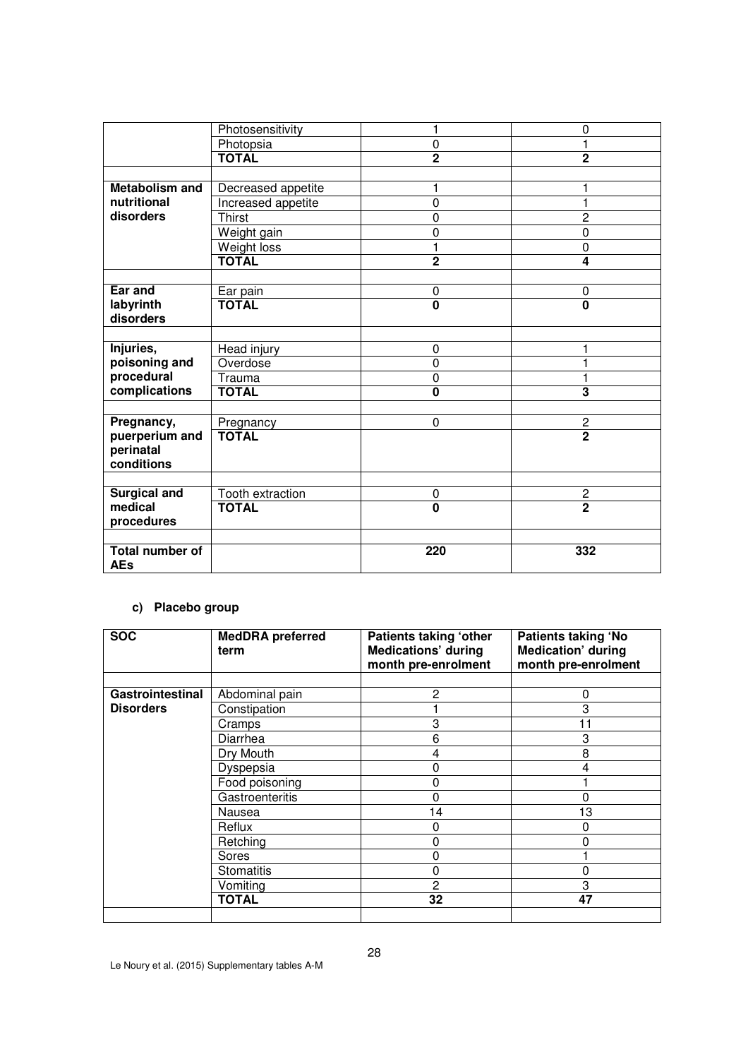| | Photosensitivity | 1 | 0 |
|---|---|---|---|
| | Photopsia | 0 | 1 |
| | **TOTAL** | **2** | **2** |
| | | | |
| **Metabolism and nutritional disorders** | Decreased appetite | 1 | 1 |
| | Increased appetite | 0 | 1 |
| | Thirst | 0 | 2 |
| | Weight gain | 0 | 0 |
| | Weight loss | 1 | 0 |
| | **TOTAL** | **2** | **4** |
| | | | |
| **Ear and labyrinth disorders** | Ear pain | 0 | 0 |
| | **TOTAL** | **0** | **0** |
| | | | |
| **Injuries, poisoning and procedural complications** | Head injury | 0 | 1 |
| | Overdose | 0 | 1 |
| | Trauma | 0 | 1 |
| | **TOTAL** | **0** | **3** |
| | | | |
| **Pregnancy, puerperium and perinatal conditions** | Pregnancy | 0 | 2 |
| | **TOTAL** | | **2** |
| | | | |
| **Surgical and medical procedures** | Tooth extraction | 0 | 2 |
| | **TOTAL** | **0** | **2** |
| | | | |
| **Total number of AEs** | | **220** | **332** |

#### c) Placebo group

| SOC | MedDRA preferred term | Patients taking 'other Medications' during month pre-enrolment | Patients taking 'No Medication' during month pre-enrolment |
|---|---|---|---|
| | | | |
| **Gastrointestinal Disorders** | Abdominal pain | 2 | 0 |
| | Constipation | 1 | 3 |
| | Cramps | 3 | 11 |
| | Diarrhea | 6 | 3 |
| | Dry Mouth | 4 | 8 |
| | Dyspepsia | 0 | 4 |
| | Food poisoning | 0 | 1 |
| | Gastroenteritis | 0 | 0 |
| | Nausea | 14 | 13 |
| | Reflux | 0 | 0 |
| | Retching | 0 | 0 |
| | Sores | 0 | 1 |
| | Stomatitis | 0 | 0 |
| | Vomiting | 2 | 3 |
| | **TOTAL** | **32** | **47** |
| | | | |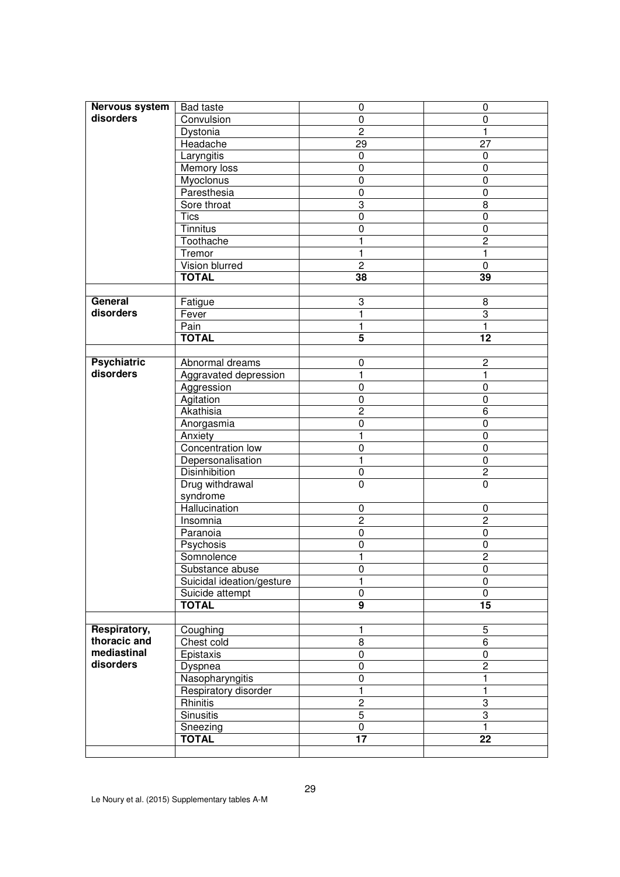| | | | |
|---|---|---|---|
| **Nervous system disorders** | Bad taste | 0 | 0 |
| | Convulsion | 0 | 0 |
| | Dystonia | 2 | 1 |
| | Headache | 29 | 27 |
| | Laryngitis | 0 | 0 |
| | Memory loss | 0 | 0 |
| | Myoclonus | 0 | 0 |
| | Paresthesia | 0 | 0 |
| | Sore throat | 3 | 8 |
| | Tics | 0 | 0 |
| | Tinnitus | 0 | 0 |
| | Toothache | 1 | 2 |
| | Tremor | 1 | 1 |
| | Vision blurred | 2 | 0 |
| | **TOTAL** | **38** | **39** |
| | | | |
| **General disorders** | Fatigue | 3 | 8 |
| | Fever | 1 | 3 |
| | Pain | 1 | 1 |
| | **TOTAL** | **5** | **12** |
| | | | |
| **Psychiatric disorders** | Abnormal dreams | 0 | 2 |
| | Aggravated depression | 1 | 1 |
| | Aggression | 0 | 0 |
| | Agitation | 0 | 0 |
| | Akathisia | 2 | 6 |
| | Anorgasmia | 0 | 0 |
| | Anxiety | 1 | 0 |
| | Concentration low | 0 | 0 |
| | Depersonalisation | 1 | 0 |
| | Disinhibition | 0 | 2 |
| | Drug withdrawal syndrome | 0 | 0 |
| | Hallucination | 0 | 0 |
| | Insomnia | 2 | 2 |
| | Paranoia | 0 | 0 |
| | Psychosis | 0 | 0 |
| | Somnolence | 1 | 2 |
| | Substance abuse | 0 | 0 |
| | Suicidal ideation/gesture | 1 | 0 |
| | Suicide attempt | 0 | 0 |
| | **TOTAL** | **9** | **15** |
| | | | |
| **Respiratory, thoracic and mediastinal disorders** | Coughing | 1 | 5 |
| | Chest cold | 8 | 6 |
| | Epistaxis | 0 | 0 |
| | Dyspnea | 0 | 2 |
| | Nasopharyngitis | 0 | 1 |
| | Respiratory disorder | 1 | 1 |
| | Rhinitis | 2 | 3 |
| | Sinusitis | 5 | 3 |
| | Sneezing | 0 | 1 |
| | **TOTAL** | **17** | **22** |
| | | | |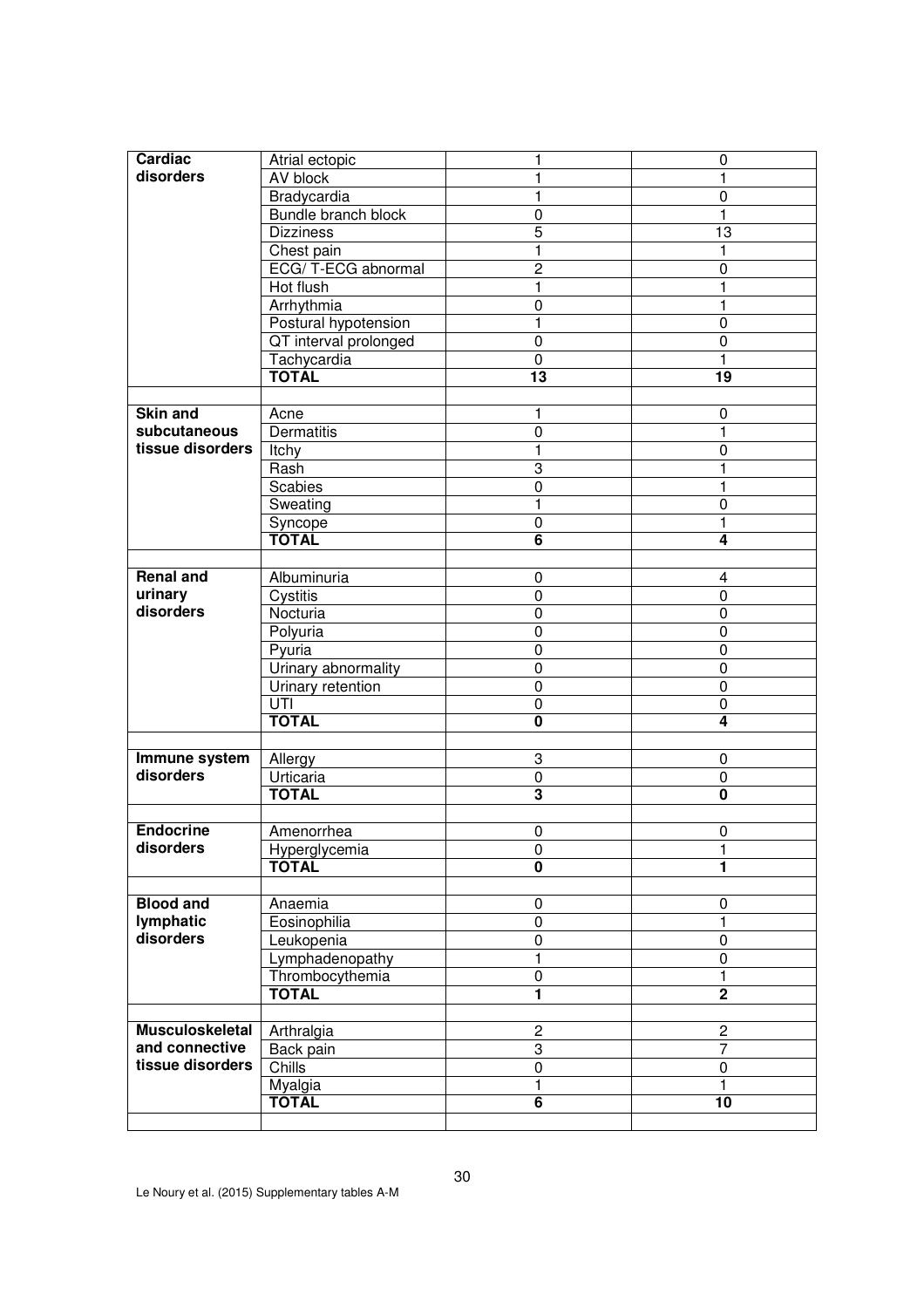| | | | |
|---|---|---|---|
| **Cardiac disorders** | Atrial ectopic | 1 | 0 |
| | AV block | 1 | 1 |
| | Bradycardia | 1 | 0 |
| | Bundle branch block | 0 | 1 |
| | Dizziness | 5 | 13 |
| | Chest pain | 1 | 1 |
| | ECG/ T-ECG abnormal | 2 | 0 |
| | Hot flush | 1 | 1 |
| | Arrhythmia | 0 | 1 |
| | Postural hypotension | 1 | 0 |
| | QT interval prolonged | 0 | 0 |
| | Tachycardia | 0 | 1 |
| | **TOTAL** | **13** | **19** |
| | | | |
| **Skin and subcutaneous tissue disorders** | Acne | 1 | 0 |
| | Dermatitis | 0 | 1 |
| | Itchy | 1 | 0 |
| | Rash | 3 | 1 |
| | Scabies | 0 | 1 |
| | Sweating | 1 | 0 |
| | Syncope | 0 | 1 |
| | **TOTAL** | **6** | **4** |
| | | | |
| **Renal and urinary disorders** | Albuminuria | 0 | 4 |
| | Cystitis | 0 | 0 |
| | Nocturia | 0 | 0 |
| | Polyuria | 0 | 0 |
| | Pyuria | 0 | 0 |
| | Urinary abnormality | 0 | 0 |
| | Urinary retention | 0 | 0 |
| | UTI | 0 | 0 |
| | **TOTAL** | **0** | **4** |
| | | | |
| **Immune system disorders** | Allergy | 3 | 0 |
| | Urticaria | 0 | 0 |
| | **TOTAL** | **3** | **0** |
| | | | |
| **Endocrine disorders** | Amenorrhea | 0 | 0 |
| | Hyperglycemia | 0 | 1 |
| | **TOTAL** | **0** | **1** |
| | | | |
| **Blood and lymphatic disorders** | Anaemia | 0 | 0 |
| | Eosinophilia | 0 | 1 |
| | Leukopenia | 0 | 0 |
| | Lymphadenopathy | 1 | 0 |
| | Thrombocythemia | 0 | 1 |
| | **TOTAL** | **1** | **2** |
| | | | |
| **Musculoskeletal and connective tissue disorders** | Arthralgia | 2 | 2 |
| | Back pain | 3 | 7 |
| | Chills | 0 | 0 |
| | Myalgia | 1 | 1 |
| | **TOTAL** | **6** | **10** |
| | | | |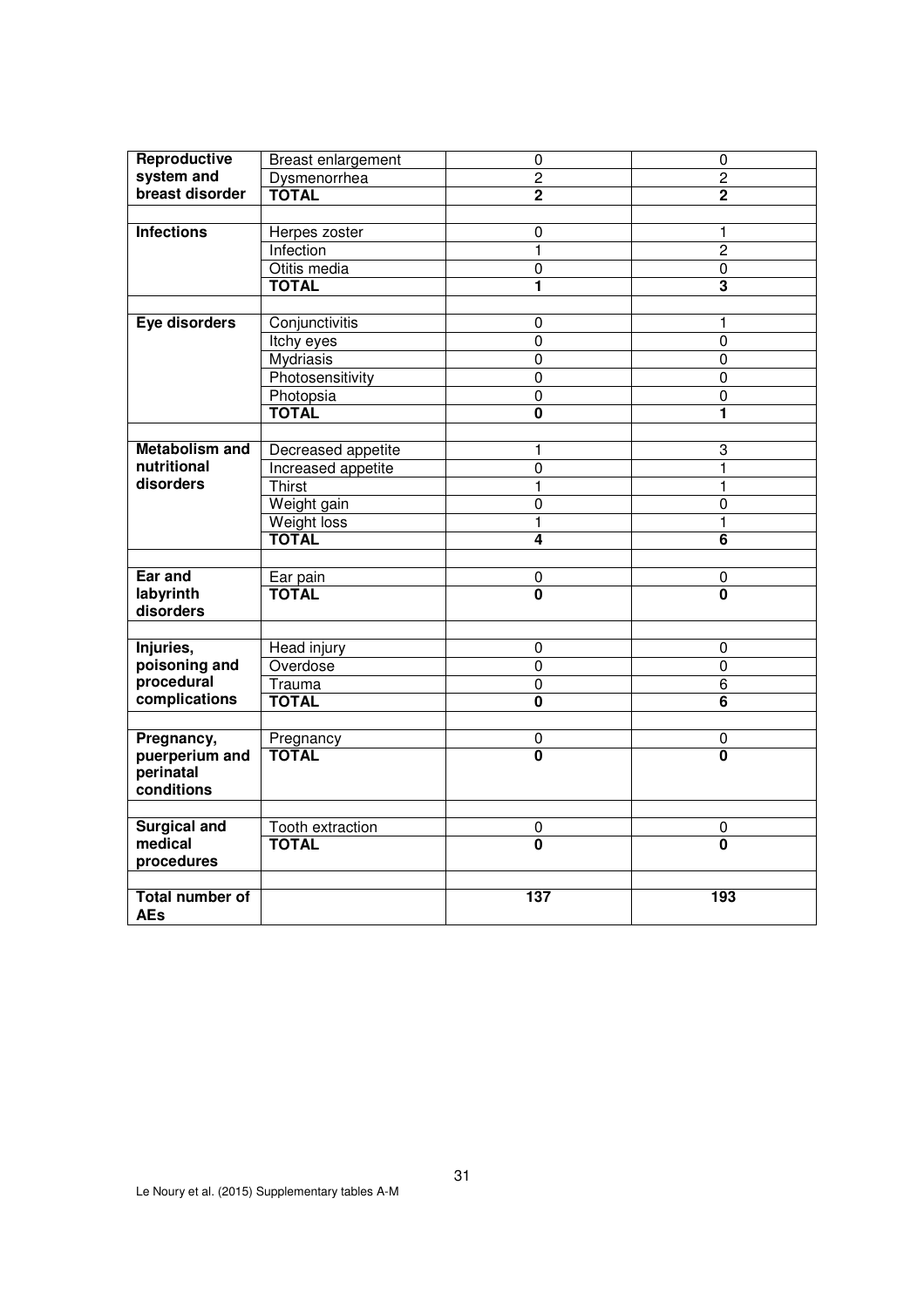| | | | |
|---|---|---|---|
| **Reproductive system and breast disorder** | Breast enlargement | 0 | 0 |
| | Dysmenorrhea | 2 | 2 |
| | **TOTAL** | **2** | **2** |
| | | | |
| **Infections** | Herpes zoster | 0 | 1 |
| | Infection | 1 | 2 |
| | Otitis media | 0 | 0 |
| | **TOTAL** | **1** | **3** |
| | | | |
| **Eye disorders** | Conjunctivitis | 0 | 1 |
| | Itchy eyes | 0 | 0 |
| | Mydriasis | 0 | 0 |
| | Photosensitivity | 0 | 0 |
| | Photopsia | 0 | 0 |
| | **TOTAL** | **0** | **1** |
| | | | |
| **Metabolism and nutritional disorders** | Decreased appetite | 1 | 3 |
| | Increased appetite | 0 | 1 |
| | Thirst | 1 | 1 |
| | Weight gain | 0 | 0 |
| | Weight loss | 1 | 1 |
| | **TOTAL** | **4** | **6** |
| | | | |
| **Ear and labyrinth disorders** | Ear pain | 0 | 0 |
| | **TOTAL** | **0** | **0** |
| | | | |
| **Injuries, poisoning and procedural complications** | Head injury | 0 | 0 |
| | Overdose | 0 | 0 |
| | Trauma | 0 | 6 |
| | **TOTAL** | **0** | **6** |
| | | | |
| **Pregnancy, puerperium and perinatal conditions** | Pregnancy | 0 | 0 |
| | **TOTAL** | **0** | **0** |
| | | | |
| **Surgical and medical procedures** | Tooth extraction | 0 | 0 |
| | **TOTAL** | **0** | **0** |
| | | | |
| **Total number of AEs** | | **137** | **193** |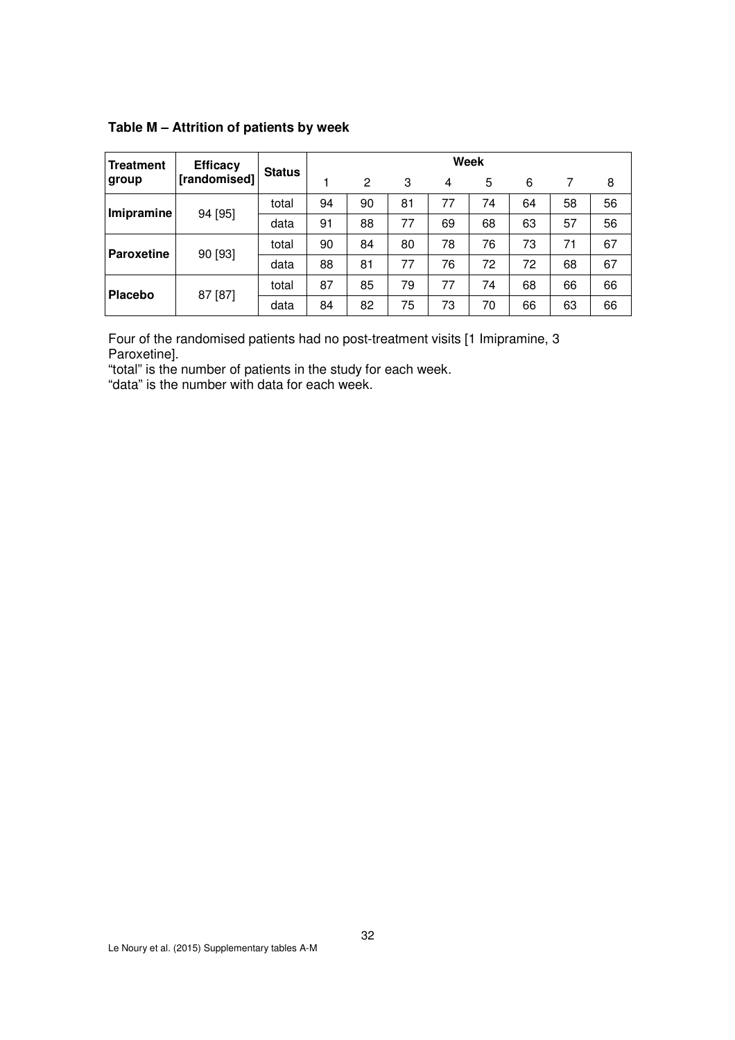**Table M – Attrition of patients by week**

| Treatment group | Efficacy [randomised] | Status | Week | | | | | | | |
|---|---|---|---|---|---|---|---|---|---|---|
| | | | 1 | 2 | 3 | 4 | 5 | 6 | 7 | 8 |
| **Imipramine** | 94 [95] | total | 94 | 90 | 81 | 77 | 74 | 64 | 58 | 56 |
| | | data | 91 | 88 | 77 | 69 | 68 | 63 | 57 | 56 |
| **Paroxetine** | 90 [93] | total | 90 | 84 | 80 | 78 | 76 | 73 | 71 | 67 |
| | | data | 88 | 81 | 77 | 76 | 72 | 72 | 68 | 67 |
| **Placebo** | 87 [87] | total | 87 | 85 | 79 | 77 | 74 | 68 | 66 | 66 |
| | | data | 84 | 82 | 75 | 73 | 70 | 66 | 63 | 66 |

Four of the randomised patients had no post-treatment visits [1 Imipramine, 3 Paroxetine].

"total" is the number of patients in the study for each week.

"data" is the number with data for each week.